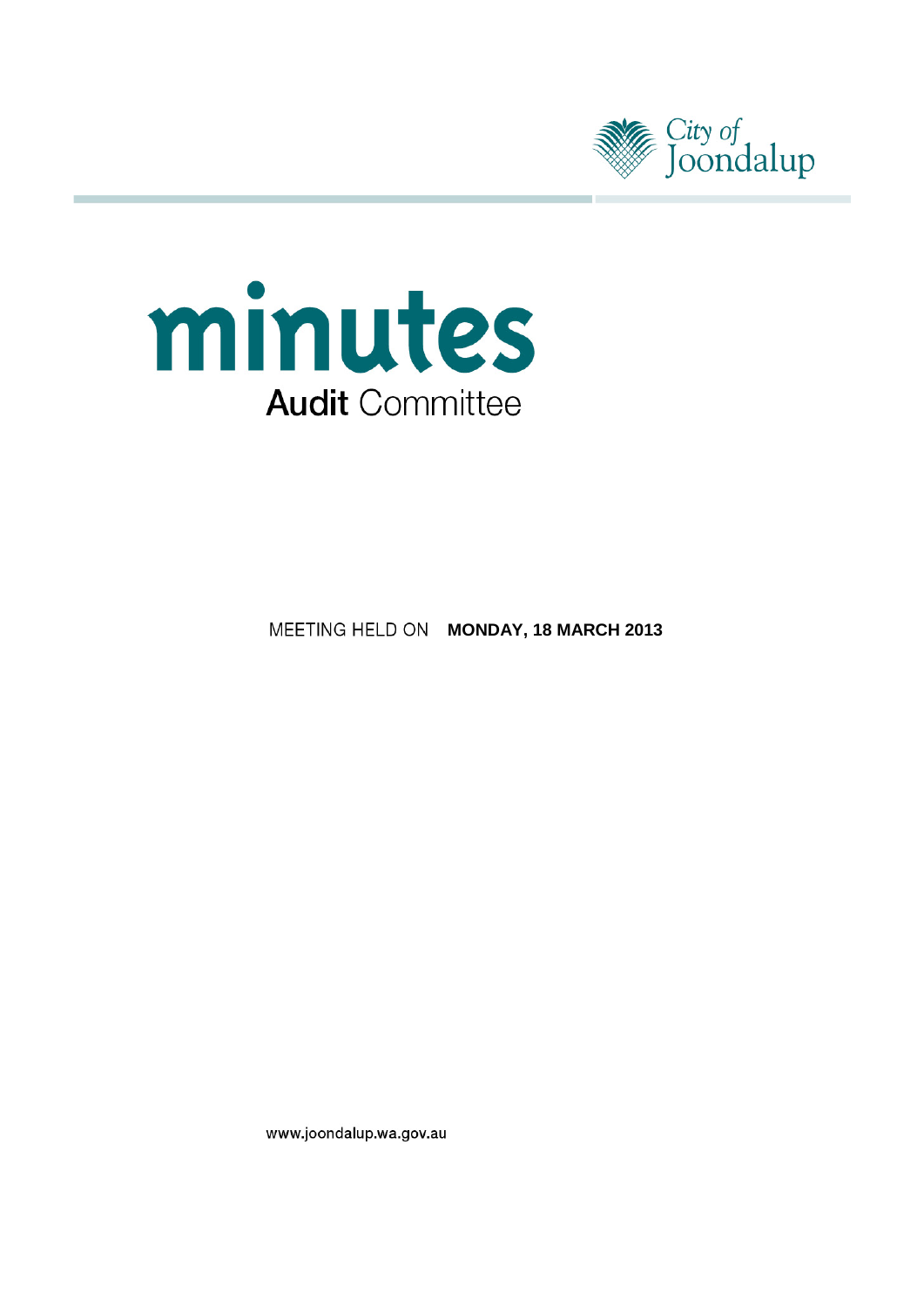City of Joondalup

# minutes

## Audit Committee

MEETING HELD ON **MONDAY, 18 MARCH 2013**

www.joondalup.wa.gov.au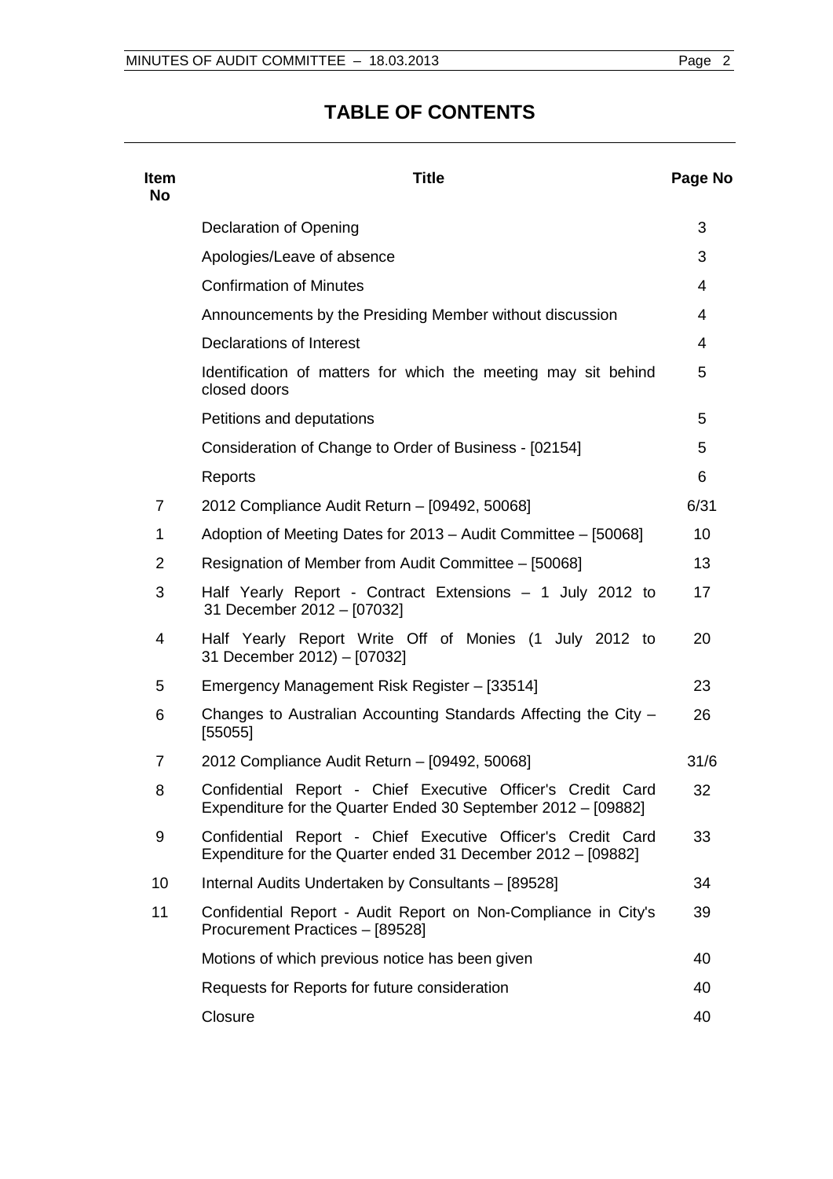# TABLE OF CONTENTS

| Item No | Title | Page No |
|---|---|---|
| | Declaration of Opening | 3 |
| | Apologies/Leave of absence | 3 |
| | Confirmation of Minutes | 4 |
| | Announcements by the Presiding Member without discussion | 4 |
| | Declarations of Interest | 4 |
| | Identification of matters for which the meeting may sit behind closed doors | 5 |
| | Petitions and deputations | 5 |
| | Consideration of Change to Order of Business - [02154] | 5 |
| | Reports | 6 |
| 7 | 2012 Compliance Audit Return – [09492, 50068] | 6/31 |
| 1 | Adoption of Meeting Dates for 2013 – Audit Committee – [50068] | 10 |
| 2 | Resignation of Member from Audit Committee – [50068] | 13 |
| 3 | Half Yearly Report - Contract Extensions – 1 July 2012 to 31 December 2012 – [07032] | 17 |
| 4 | Half Yearly Report Write Off of Monies (1 July 2012 to 31 December 2012) – [07032] | 20 |
| 5 | Emergency Management Risk Register – [33514] | 23 |
| 6 | Changes to Australian Accounting Standards Affecting the City – [55055] | 26 |
| 7 | 2012 Compliance Audit Return – [09492, 50068] | 31/6 |
| 8 | Confidential Report - Chief Executive Officer's Credit Card Expenditure for the Quarter Ended 30 September 2012 – [09882] | 32 |
| 9 | Confidential Report - Chief Executive Officer's Credit Card Expenditure for the Quarter ended 31 December 2012 – [09882] | 33 |
| 10 | Internal Audits Undertaken by Consultants – [89528] | 34 |
| 11 | Confidential Report - Audit Report on Non-Compliance in City's Procurement Practices – [89528] | 39 |
| | Motions of which previous notice has been given | 40 |
| | Requests for Reports for future consideration | 40 |
| | Closure | 40 |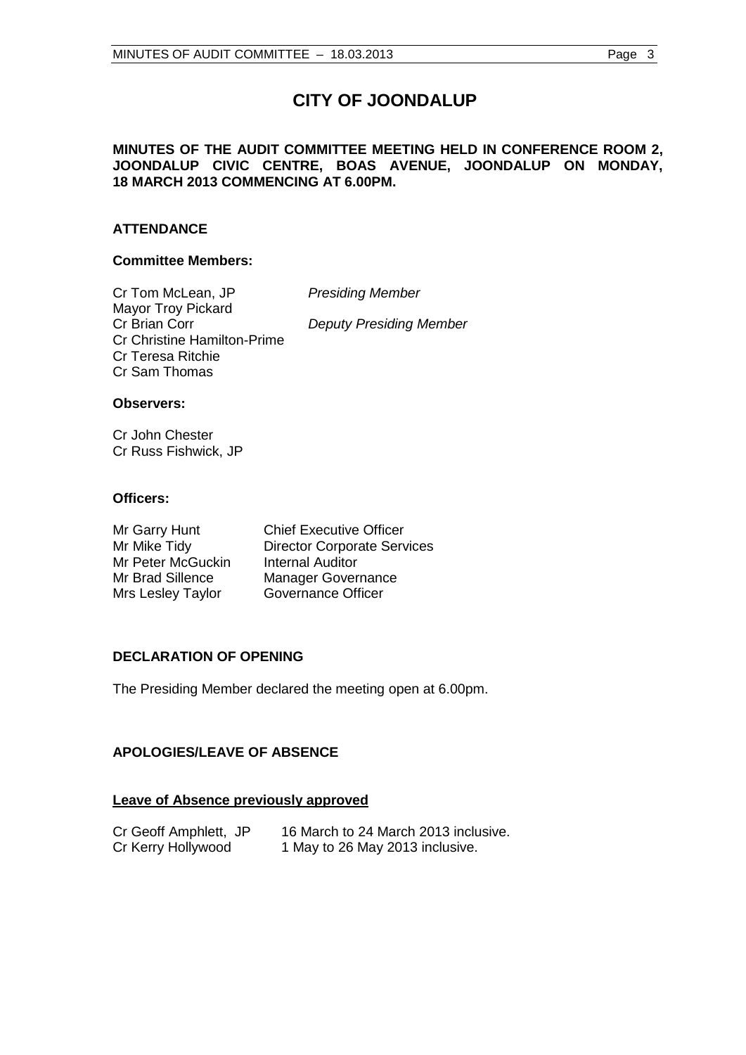# CITY OF JOONDALUP

**MINUTES OF THE AUDIT COMMITTEE MEETING HELD IN CONFERENCE ROOM 2, JOONDALUP CIVIC CENTRE, BOAS AVENUE, JOONDALUP ON MONDAY, 18 MARCH 2013 COMMENCING AT 6.00PM.**

## ATTENDANCE

### Committee Members:

| | |
|---|---|
| Cr Tom McLean, JP | *Presiding Member* |
| Mayor Troy Pickard | |
| Cr Brian Corr | *Deputy Presiding Member* |
| Cr Christine Hamilton-Prime | |
| Cr Teresa Ritchie | |
| Cr Sam Thomas | |

### Observers:

Cr John Chester
Cr Russ Fishwick, JP

### Officers:

| | |
|---|---|
| Mr Garry Hunt | Chief Executive Officer |
| Mr Mike Tidy | Director Corporate Services |
| Mr Peter McGuckin | Internal Auditor |
| Mr Brad Sillence | Manager Governance |
| Mrs Lesley Taylor | Governance Officer |

## DECLARATION OF OPENING

The Presiding Member declared the meeting open at 6.00pm.

## APOLOGIES/LEAVE OF ABSENCE

**Leave of Absence previously approved**

| | |
|---|---|
| Cr Geoff Amphlett, JP | 16 March to 24 March 2013 inclusive. |
| Cr Kerry Hollywood | 1 May to 26 May 2013 inclusive. |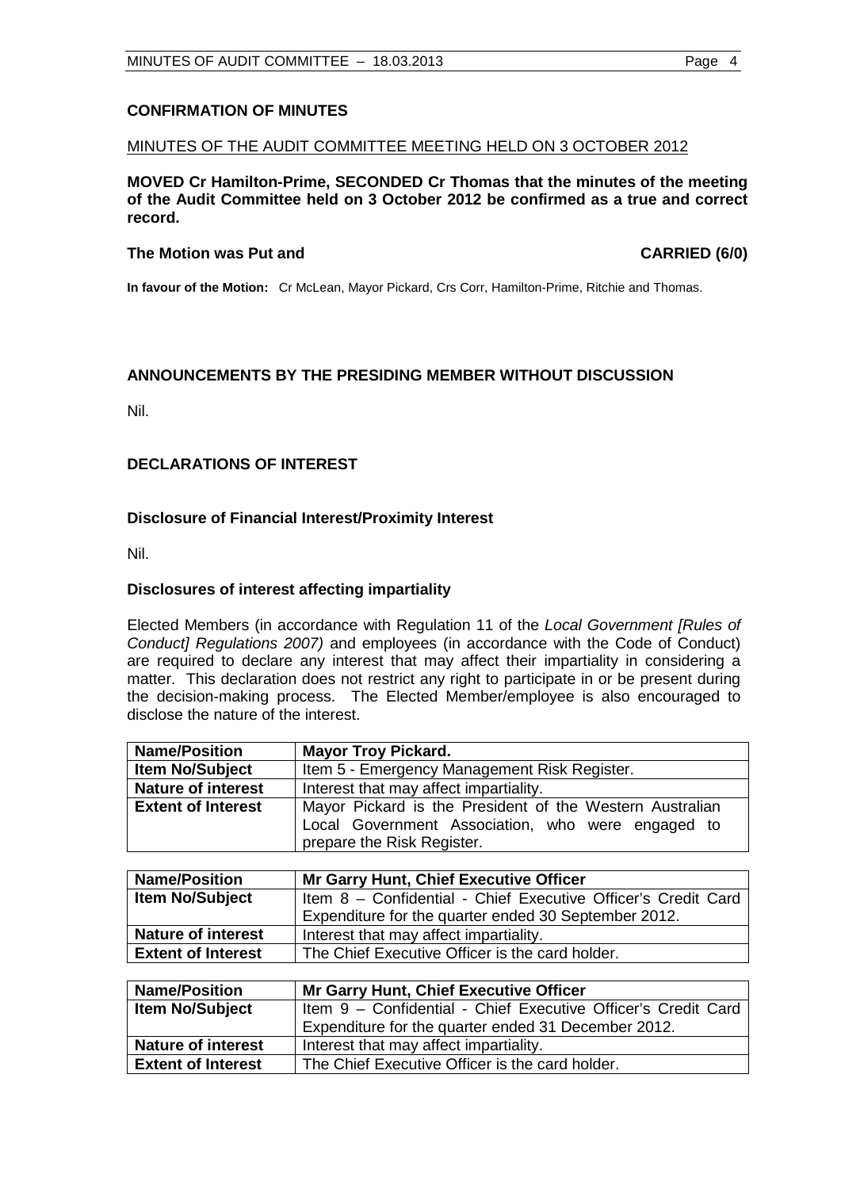## CONFIRMATION OF MINUTES

MINUTES OF THE AUDIT COMMITTEE MEETING HELD ON 3 OCTOBER 2012

**MOVED Cr Hamilton-Prime, SECONDED Cr Thomas that the minutes of the meeting of the Audit Committee held on 3 October 2012 be confirmed as a true and correct record.**

**The Motion was Put and CARRIED (6/0)**

**In favour of the Motion:** Cr McLean, Mayor Pickard, Crs Corr, Hamilton-Prime, Ritchie and Thomas.

## ANNOUNCEMENTS BY THE PRESIDING MEMBER WITHOUT DISCUSSION

Nil.

## DECLARATIONS OF INTEREST

### Disclosure of Financial Interest/Proximity Interest

Nil.

### Disclosures of interest affecting impartiality

Elected Members (in accordance with Regulation 11 of the *Local Government [Rules of Conduct] Regulations 2007)* and employees (in accordance with the Code of Conduct) are required to declare any interest that may affect their impartiality in considering a matter. This declaration does not restrict any right to participate in or be present during the decision-making process. The Elected Member/employee is also encouraged to disclose the nature of the interest.

| **Name/Position** | **Mayor Troy Pickard.** |
|---|---|
| **Item No/Subject** | Item 5 - Emergency Management Risk Register. |
| **Nature of interest** | Interest that may affect impartiality. |
| **Extent of Interest** | Mayor Pickard is the President of the Western Australian Local Government Association, who were engaged to prepare the Risk Register. |

| **Name/Position** | **Mr Garry Hunt, Chief Executive Officer** |
|---|---|
| **Item No/Subject** | Item 8 – Confidential - Chief Executive Officer's Credit Card Expenditure for the quarter ended 30 September 2012. |
| **Nature of interest** | Interest that may affect impartiality. |
| **Extent of Interest** | The Chief Executive Officer is the card holder. |

| **Name/Position** | **Mr Garry Hunt, Chief Executive Officer** |
|---|---|
| **Item No/Subject** | Item 9 – Confidential - Chief Executive Officer's Credit Card Expenditure for the quarter ended 31 December 2012. |
| **Nature of interest** | Interest that may affect impartiality. |
| **Extent of Interest** | The Chief Executive Officer is the card holder. |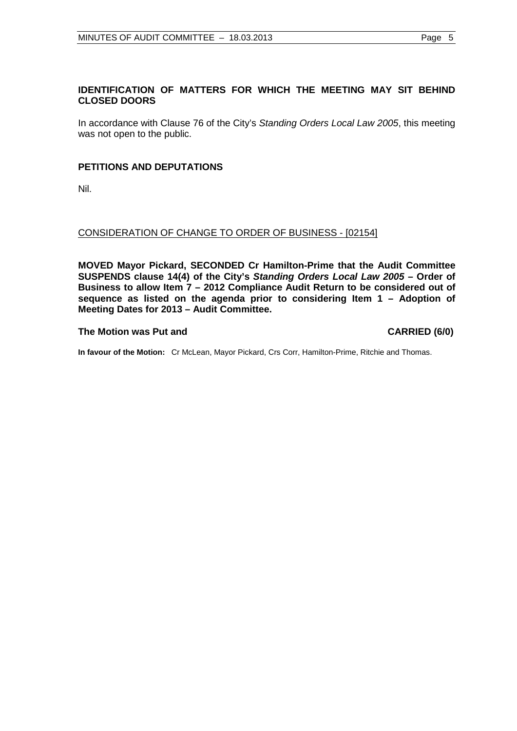## IDENTIFICATION OF MATTERS FOR WHICH THE MEETING MAY SIT BEHIND CLOSED DOORS

In accordance with Clause 76 of the City's *Standing Orders Local Law 2005*, this meeting was not open to the public.

## PETITIONS AND DEPUTATIONS

Nil.

<u>CONSIDERATION OF CHANGE TO ORDER OF BUSINESS - [02154]</u>

**MOVED Mayor Pickard, SECONDED Cr Hamilton-Prime that the Audit Committee SUSPENDS clause 14(4) of the City's *Standing Orders Local Law 2005* – Order of Business to allow Item 7 – 2012 Compliance Audit Return to be considered out of sequence as listed on the agenda prior to considering Item 1 – Adoption of Meeting Dates for 2013 – Audit Committee.**

**The Motion was Put and CARRIED (6/0)**

**In favour of the Motion:** Cr McLean, Mayor Pickard, Crs Corr, Hamilton-Prime, Ritchie and Thomas.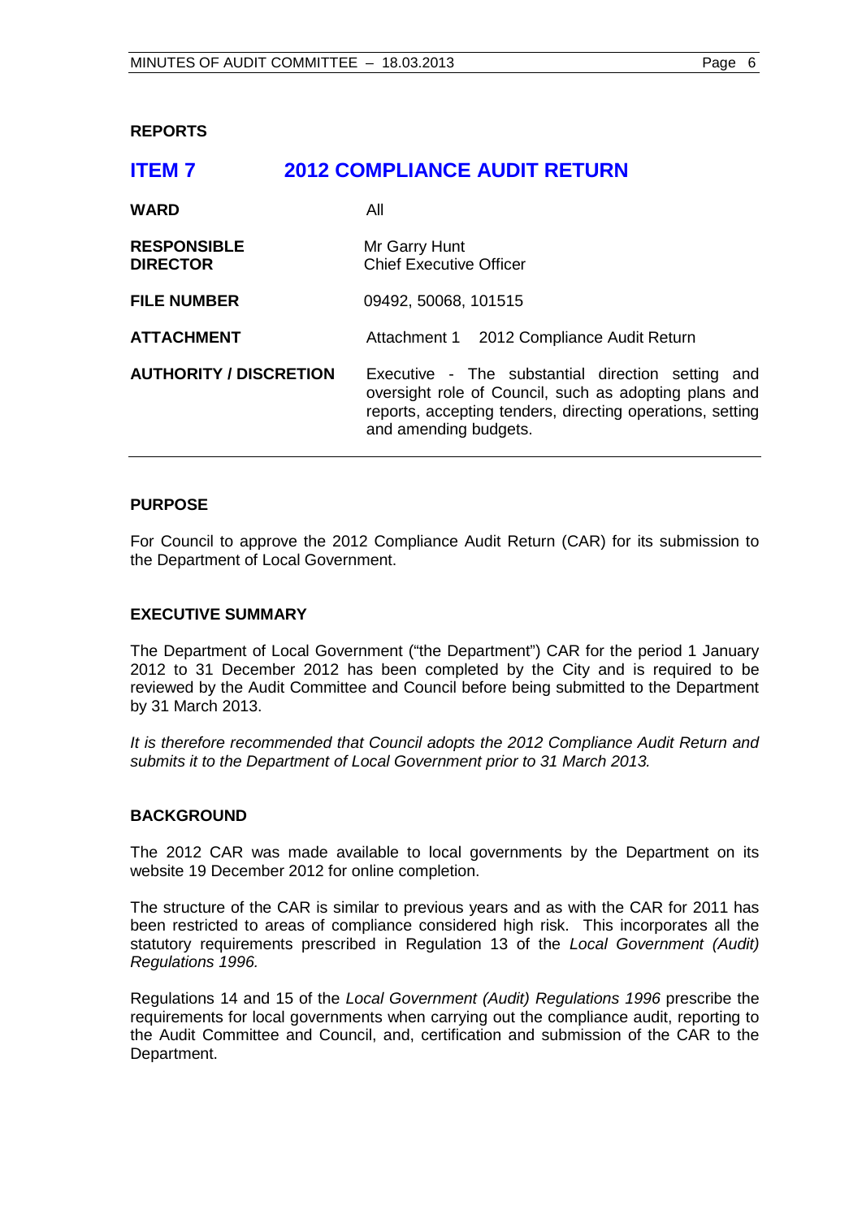## REPORTS

# ITEM 7 2012 COMPLIANCE AUDIT RETURN

| | |
|---|---|
| **WARD** | All |
| **RESPONSIBLE DIRECTOR** | Mr Garry Hunt<br>Chief Executive Officer |
| **FILE NUMBER** | 09492, 50068, 101515 |
| **ATTACHMENT** | Attachment 1 2012 Compliance Audit Return |
| **AUTHORITY / DISCRETION** | Executive - The substantial direction setting and oversight role of Council, such as adopting plans and reports, accepting tenders, directing operations, setting and amending budgets. |

### PURPOSE

For Council to approve the 2012 Compliance Audit Return (CAR) for its submission to the Department of Local Government.

### EXECUTIVE SUMMARY

The Department of Local Government ("the Department") CAR for the period 1 January 2012 to 31 December 2012 has been completed by the City and is required to be reviewed by the Audit Committee and Council before being submitted to the Department by 31 March 2013.

*It is therefore recommended that Council adopts the 2012 Compliance Audit Return and submits it to the Department of Local Government prior to 31 March 2013.*

### BACKGROUND

The 2012 CAR was made available to local governments by the Department on its website 19 December 2012 for online completion.

The structure of the CAR is similar to previous years and as with the CAR for 2011 has been restricted to areas of compliance considered high risk. This incorporates all the statutory requirements prescribed in Regulation 13 of the *Local Government (Audit) Regulations 1996.*

Regulations 14 and 15 of the *Local Government (Audit) Regulations 1996* prescribe the requirements for local governments when carrying out the compliance audit, reporting to the Audit Committee and Council, and, certification and submission of the CAR to the Department.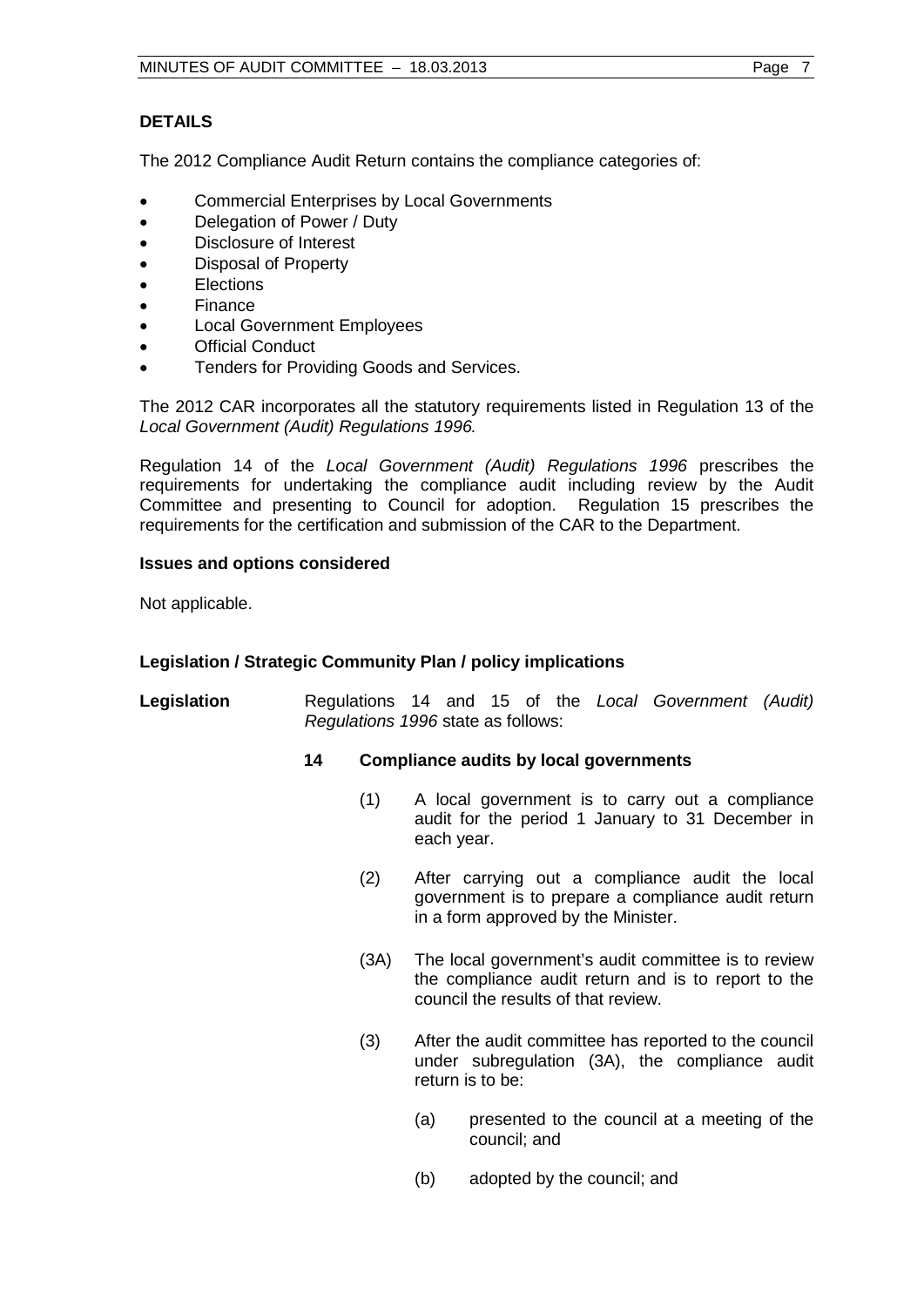**DETAILS**

The 2012 Compliance Audit Return contains the compliance categories of:

- Commercial Enterprises by Local Governments
- Delegation of Power / Duty
- Disclosure of Interest
- Disposal of Property
- Elections
- Finance
- Local Government Employees
- Official Conduct
- Tenders for Providing Goods and Services.

The 2012 CAR incorporates all the statutory requirements listed in Regulation 13 of the *Local Government (Audit) Regulations 1996.*

Regulation 14 of the *Local Government (Audit) Regulations 1996* prescribes the requirements for undertaking the compliance audit including review by the Audit Committee and presenting to Council for adoption. Regulation 15 prescribes the requirements for the certification and submission of the CAR to the Department.

**Issues and options considered**

Not applicable.

**Legislation / Strategic Community Plan / policy implications**

**Legislation** Regulations 14 and 15 of the *Local Government (Audit) Regulations 1996* state as follows:

**14 Compliance audits by local governments**

(1) A local government is to carry out a compliance audit for the period 1 January to 31 December in each year.

(2) After carrying out a compliance audit the local government is to prepare a compliance audit return in a form approved by the Minister.

(3A) The local government's audit committee is to review the compliance audit return and is to report to the council the results of that review.

(3) After the audit committee has reported to the council under subregulation (3A), the compliance audit return is to be:

(a) presented to the council at a meeting of the council; and

(b) adopted by the council; and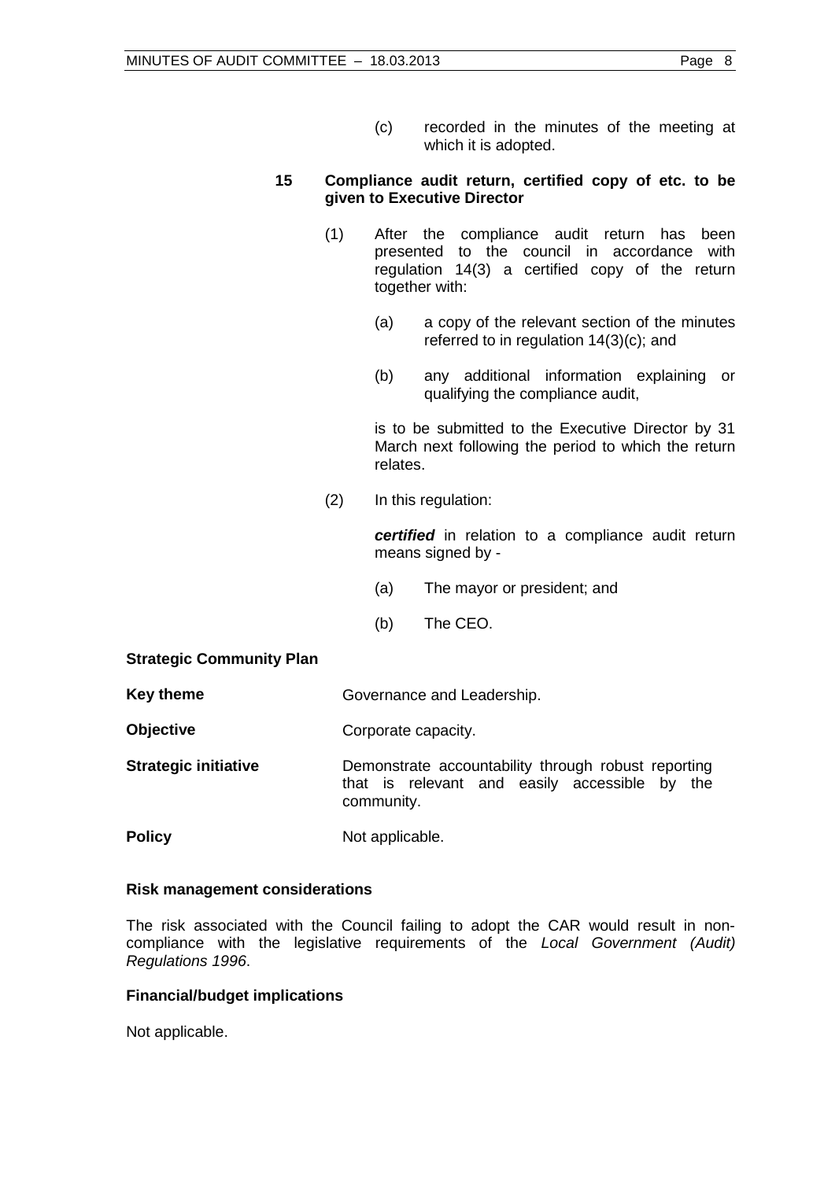(c) recorded in the minutes of the meeting at which it is adopted.

**15 Compliance audit return, certified copy of etc. to be given to Executive Director**

(1) After the compliance audit return has been presented to the council in accordance with regulation 14(3) a certified copy of the return together with:

(a) a copy of the relevant section of the minutes referred to in regulation 14(3)(c); and

(b) any additional information explaining or qualifying the compliance audit,

is to be submitted to the Executive Director by 31 March next following the period to which the return relates.

(2) In this regulation:

***certified*** in relation to a compliance audit return means signed by -

(a) The mayor or president; and

(b) The CEO.

**Strategic Community Plan**

**Key theme** Governance and Leadership.

**Objective** Corporate capacity.

**Strategic initiative** Demonstrate accountability through robust reporting that is relevant and easily accessible by the community.

**Policy** Not applicable.

**Risk management considerations**

The risk associated with the Council failing to adopt the CAR would result in non-compliance with the legislative requirements of the *Local Government (Audit) Regulations 1996*.

**Financial/budget implications**

Not applicable.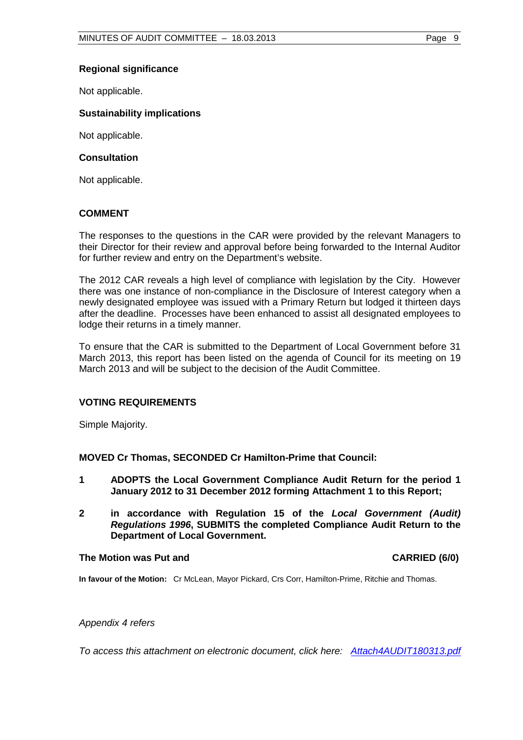### Regional significance

Not applicable.

### Sustainability implications

Not applicable.

### Consultation

Not applicable.

## COMMENT

The responses to the questions in the CAR were provided by the relevant Managers to their Director for their review and approval before being forwarded to the Internal Auditor for further review and entry on the Department's website.

The 2012 CAR reveals a high level of compliance with legislation by the City. However there was one instance of non-compliance in the Disclosure of Interest category when a newly designated employee was issued with a Primary Return but lodged it thirteen days after the deadline. Processes have been enhanced to assist all designated employees to lodge their returns in a timely manner.

To ensure that the CAR is submitted to the Department of Local Government before 31 March 2013, this report has been listed on the agenda of Council for its meeting on 19 March 2013 and will be subject to the decision of the Audit Committee.

## VOTING REQUIREMENTS

Simple Majority.

**MOVED Cr Thomas, SECONDED Cr Hamilton-Prime that Council:**

**1 ADOPTS the Local Government Compliance Audit Return for the period 1 January 2012 to 31 December 2012 forming Attachment 1 to this Report;**

**2 in accordance with Regulation 15 of the *Local Government (Audit) Regulations 1996*, SUBMITS the completed Compliance Audit Return to the Department of Local Government.**

**The Motion was Put and CARRIED (6/0)**

**In favour of the Motion:** Cr McLean, Mayor Pickard, Crs Corr, Hamilton-Prime, Ritchie and Thomas.

*Appendix 4 refers*

*To access this attachment on electronic document, click here: Attach4AUDIT180313.pdf*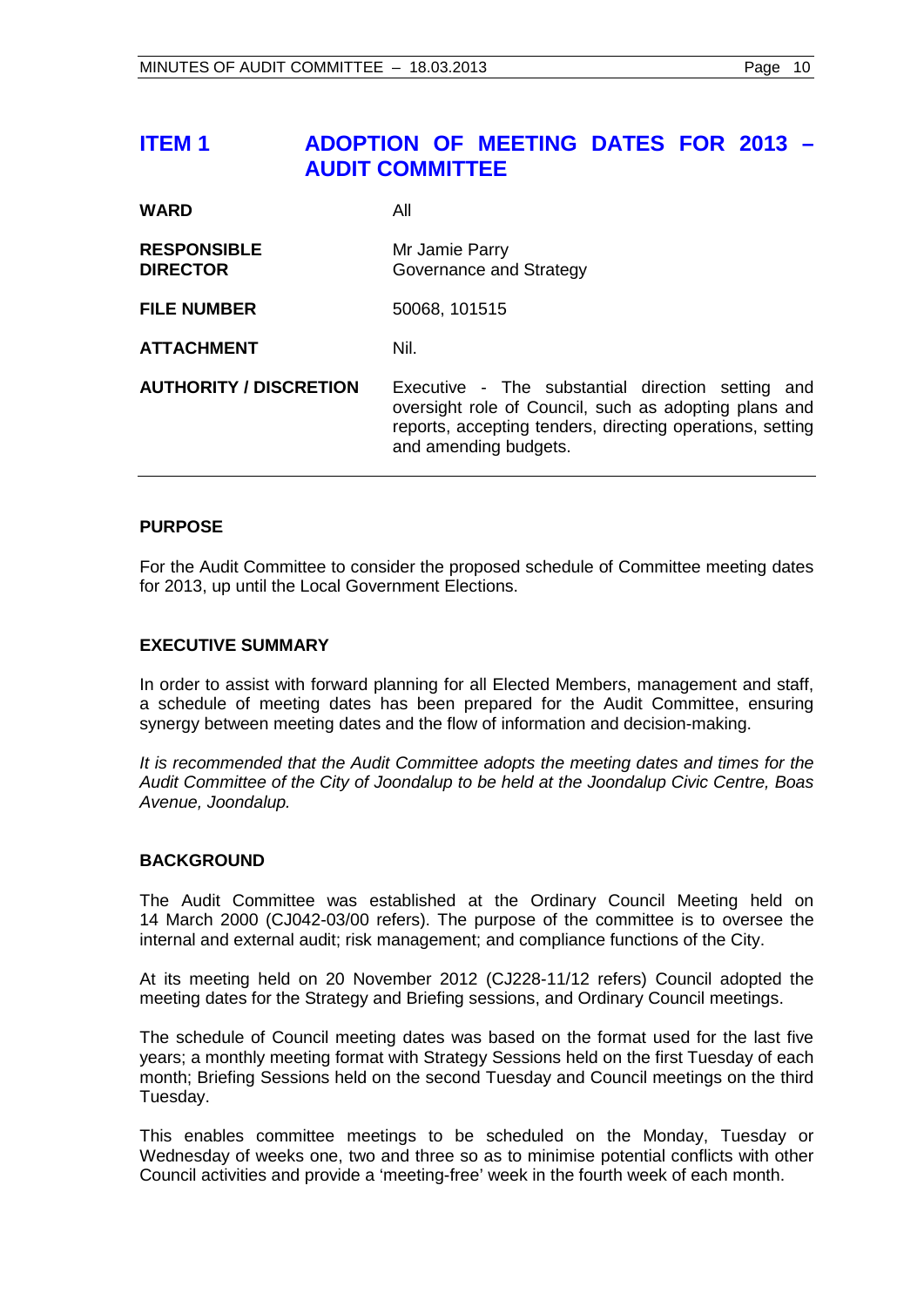# ITEM 1 ADOPTION OF MEETING DATES FOR 2013 – AUDIT COMMITTEE

| | |
|---|---|
| **WARD** | All |
| **RESPONSIBLE DIRECTOR** | Mr Jamie Parry<br>Governance and Strategy |
| **FILE NUMBER** | 50068, 101515 |
| **ATTACHMENT** | Nil. |
| **AUTHORITY / DISCRETION** | Executive - The substantial direction setting and oversight role of Council, such as adopting plans and reports, accepting tenders, directing operations, setting and amending budgets. |

## PURPOSE

For the Audit Committee to consider the proposed schedule of Committee meeting dates for 2013, up until the Local Government Elections.

## EXECUTIVE SUMMARY

In order to assist with forward planning for all Elected Members, management and staff, a schedule of meeting dates has been prepared for the Audit Committee, ensuring synergy between meeting dates and the flow of information and decision-making.

*It is recommended that the Audit Committee adopts the meeting dates and times for the Audit Committee of the City of Joondalup to be held at the Joondalup Civic Centre, Boas Avenue, Joondalup.*

## BACKGROUND

The Audit Committee was established at the Ordinary Council Meeting held on 14 March 2000 (CJ042-03/00 refers). The purpose of the committee is to oversee the internal and external audit; risk management; and compliance functions of the City.

At its meeting held on 20 November 2012 (CJ228-11/12 refers) Council adopted the meeting dates for the Strategy and Briefing sessions, and Ordinary Council meetings.

The schedule of Council meeting dates was based on the format used for the last five years; a monthly meeting format with Strategy Sessions held on the first Tuesday of each month; Briefing Sessions held on the second Tuesday and Council meetings on the third Tuesday.

This enables committee meetings to be scheduled on the Monday, Tuesday or Wednesday of weeks one, two and three so as to minimise potential conflicts with other Council activities and provide a 'meeting-free' week in the fourth week of each month.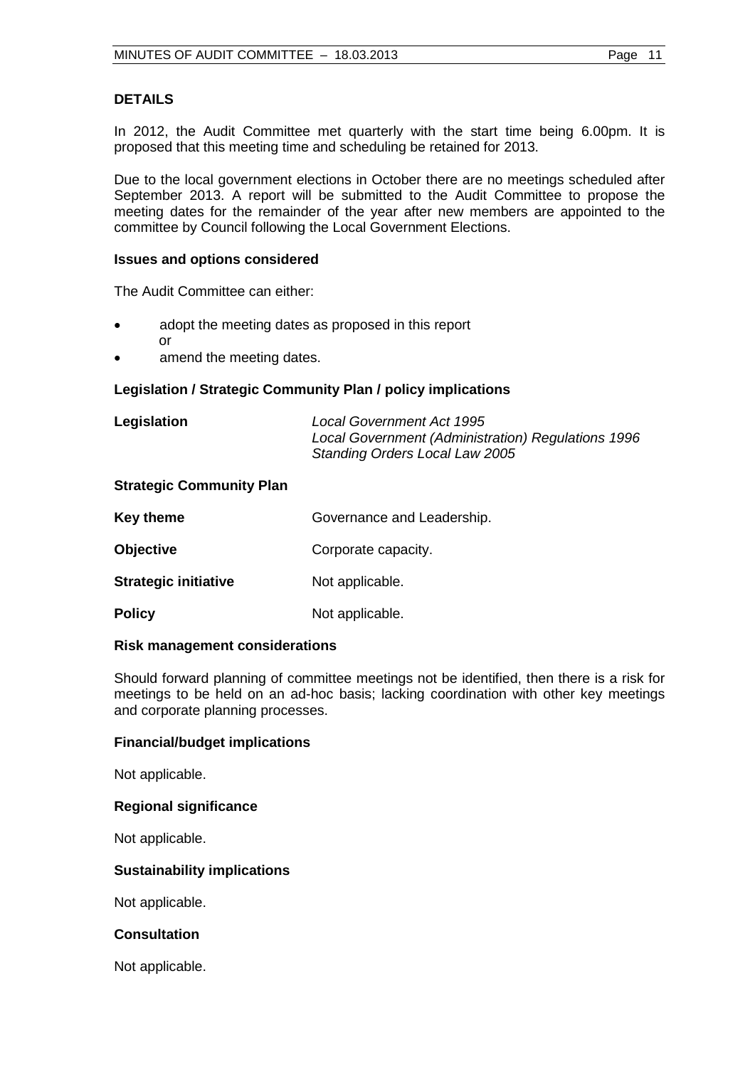### DETAILS

In 2012, the Audit Committee met quarterly with the start time being 6.00pm. It is proposed that this meeting time and scheduling be retained for 2013.

Due to the local government elections in October there are no meetings scheduled after September 2013. A report will be submitted to the Audit Committee to propose the meeting dates for the remainder of the year after new members are appointed to the committee by Council following the Local Government Elections.

#### Issues and options considered

The Audit Committee can either:

- adopt the meeting dates as proposed in this report
  or
- amend the meeting dates.

#### Legislation / Strategic Community Plan / policy implications

**Legislation** *Local Government Act 1995*
*Local Government (Administration) Regulations 1996*
*Standing Orders Local Law 2005*

**Strategic Community Plan**

**Key theme** Governance and Leadership.

**Objective** Corporate capacity.

**Strategic initiative** Not applicable.

**Policy** Not applicable.

#### Risk management considerations

Should forward planning of committee meetings not be identified, then there is a risk for meetings to be held on an ad-hoc basis; lacking coordination with other key meetings and corporate planning processes.

#### Financial/budget implications

Not applicable.

#### Regional significance

Not applicable.

#### Sustainability implications

Not applicable.

#### Consultation

Not applicable.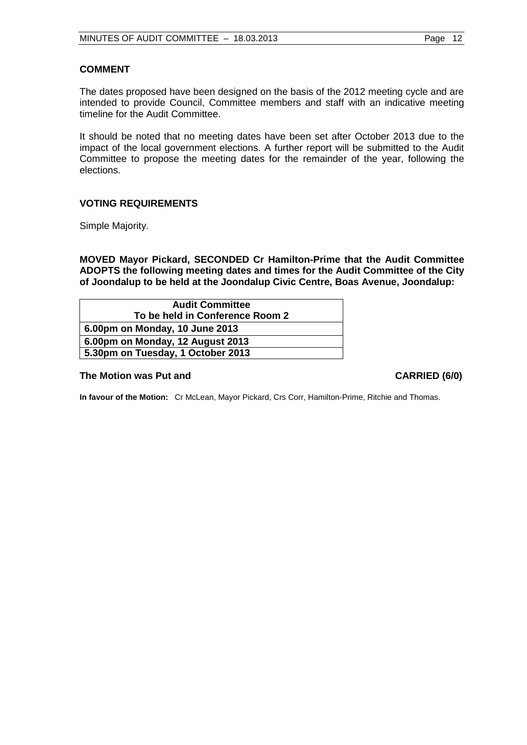### COMMENT

The dates proposed have been designed on the basis of the 2012 meeting cycle and are intended to provide Council, Committee members and staff with an indicative meeting timeline for the Audit Committee.

It should be noted that no meeting dates have been set after October 2013 due to the impact of the local government elections. A further report will be submitted to the Audit Committee to propose the meeting dates for the remainder of the year, following the elections.

### VOTING REQUIREMENTS

Simple Majority.

**MOVED Mayor Pickard, SECONDED Cr Hamilton-Prime that the Audit Committee ADOPTS the following meeting dates and times for the Audit Committee of the City of Joondalup to be held at the Joondalup Civic Centre, Boas Avenue, Joondalup:**

| **Audit Committee**<br>**To be held in Conference Room 2** |
|---|
| **6.00pm on Monday, 10 June 2013** |
| **6.00pm on Monday, 12 August 2013** |
| **5.30pm on Tuesday, 1 October 2013** |

**The Motion was Put and CARRIED (6/0)**

**In favour of the Motion:** Cr McLean, Mayor Pickard, Crs Corr, Hamilton-Prime, Ritchie and Thomas.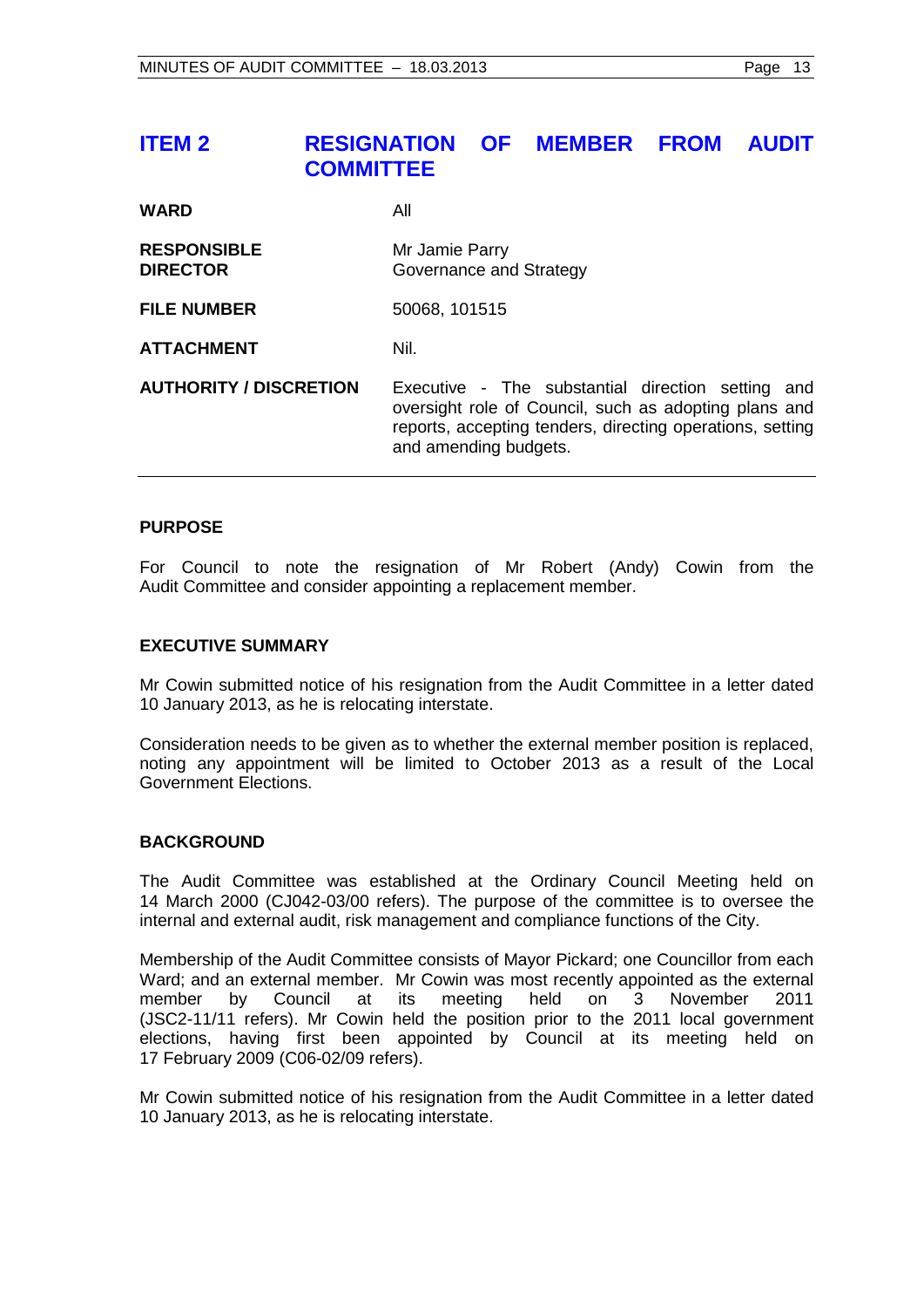## ITEM 2 RESIGNATION OF MEMBER FROM AUDIT COMMITTEE

| | |
|---|---|
| **WARD** | All |
| **RESPONSIBLE DIRECTOR** | Mr Jamie Parry<br>Governance and Strategy |
| **FILE NUMBER** | 50068, 101515 |
| **ATTACHMENT** | Nil. |
| **AUTHORITY / DISCRETION** | Executive - The substantial direction setting and oversight role of Council, such as adopting plans and reports, accepting tenders, directing operations, setting and amending budgets. |

### PURPOSE

For Council to note the resignation of Mr Robert (Andy) Cowin from the Audit Committee and consider appointing a replacement member.

### EXECUTIVE SUMMARY

Mr Cowin submitted notice of his resignation from the Audit Committee in a letter dated 10 January 2013, as he is relocating interstate.

Consideration needs to be given as to whether the external member position is replaced, noting any appointment will be limited to October 2013 as a result of the Local Government Elections.

### BACKGROUND

The Audit Committee was established at the Ordinary Council Meeting held on 14 March 2000 (CJ042-03/00 refers). The purpose of the committee is to oversee the internal and external audit, risk management and compliance functions of the City.

Membership of the Audit Committee consists of Mayor Pickard; one Councillor from each Ward; and an external member. Mr Cowin was most recently appointed as the external member by Council at its meeting held on 3 November 2011 (JSC2-11/11 refers). Mr Cowin held the position prior to the 2011 local government elections, having first been appointed by Council at its meeting held on 17 February 2009 (C06-02/09 refers).

Mr Cowin submitted notice of his resignation from the Audit Committee in a letter dated 10 January 2013, as he is relocating interstate.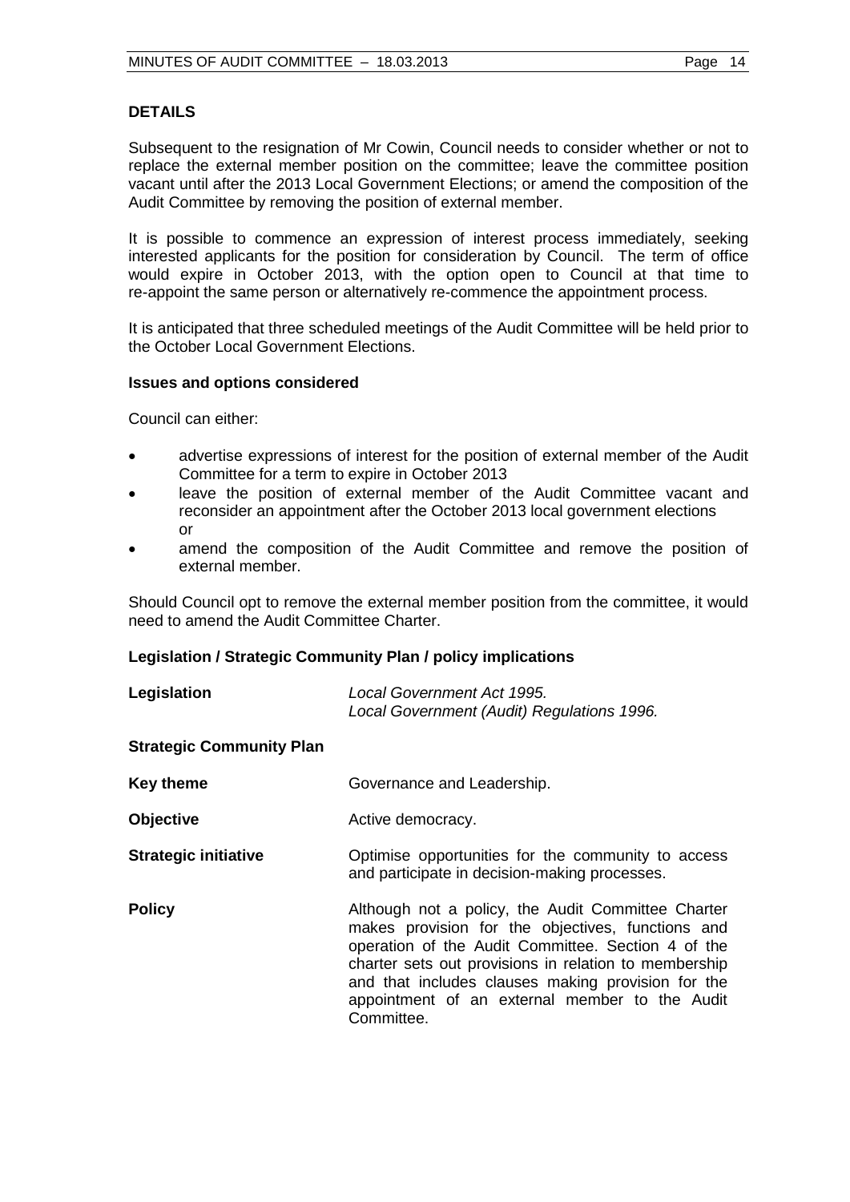## DETAILS

Subsequent to the resignation of Mr Cowin, Council needs to consider whether or not to replace the external member position on the committee; leave the committee position vacant until after the 2013 Local Government Elections; or amend the composition of the Audit Committee by removing the position of external member.

It is possible to commence an expression of interest process immediately, seeking interested applicants for the position for consideration by Council. The term of office would expire in October 2013, with the option open to Council at that time to re-appoint the same person or alternatively re-commence the appointment process.

It is anticipated that three scheduled meetings of the Audit Committee will be held prior to the October Local Government Elections.

### Issues and options considered

Council can either:

- advertise expressions of interest for the position of external member of the Audit Committee for a term to expire in October 2013
- leave the position of external member of the Audit Committee vacant and reconsider an appointment after the October 2013 local government elections
  or
- amend the composition of the Audit Committee and remove the position of external member.

Should Council opt to remove the external member position from the committee, it would need to amend the Audit Committee Charter.

### Legislation / Strategic Community Plan / policy implications

**Legislation** — *Local Government Act 1995.*
*Local Government (Audit) Regulations 1996.*

**Strategic Community Plan**

**Key theme** — Governance and Leadership.

**Objective** — Active democracy.

**Strategic initiative** — Optimise opportunities for the community to access and participate in decision-making processes.

**Policy** — Although not a policy, the Audit Committee Charter makes provision for the objectives, functions and operation of the Audit Committee. Section 4 of the charter sets out provisions in relation to membership and that includes clauses making provision for the appointment of an external member to the Audit Committee.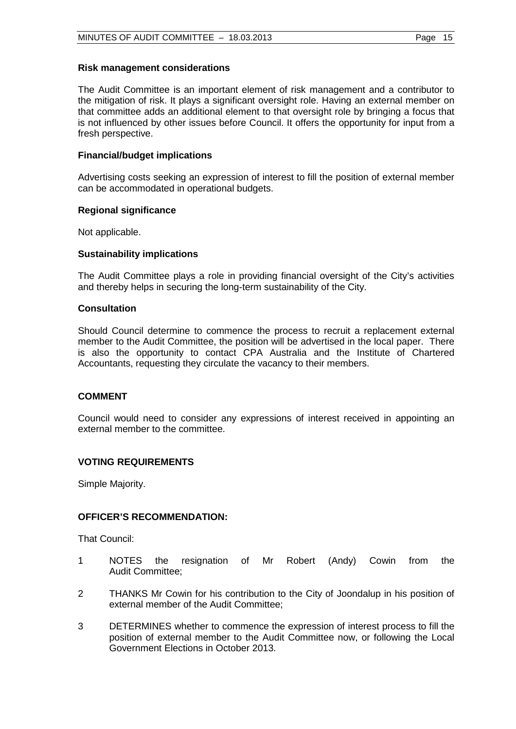**Risk management considerations**

The Audit Committee is an important element of risk management and a contributor to the mitigation of risk. It plays a significant oversight role. Having an external member on that committee adds an additional element to that oversight role by bringing a focus that is not influenced by other issues before Council. It offers the opportunity for input from a fresh perspective.

**Financial/budget implications**

Advertising costs seeking an expression of interest to fill the position of external member can be accommodated in operational budgets.

**Regional significance**

Not applicable.

**Sustainability implications**

The Audit Committee plays a role in providing financial oversight of the City's activities and thereby helps in securing the long-term sustainability of the City.

**Consultation**

Should Council determine to commence the process to recruit a replacement external member to the Audit Committee, the position will be advertised in the local paper. There is also the opportunity to contact CPA Australia and the Institute of Chartered Accountants, requesting they circulate the vacancy to their members.

## COMMENT

Council would need to consider any expressions of interest received in appointing an external member to the committee.

## VOTING REQUIREMENTS

Simple Majority.

## OFFICER'S RECOMMENDATION:

That Council:

1 NOTES the resignation of Mr Robert (Andy) Cowin from the Audit Committee;

2 THANKS Mr Cowin for his contribution to the City of Joondalup in his position of external member of the Audit Committee;

3 DETERMINES whether to commence the expression of interest process to fill the position of external member to the Audit Committee now, or following the Local Government Elections in October 2013.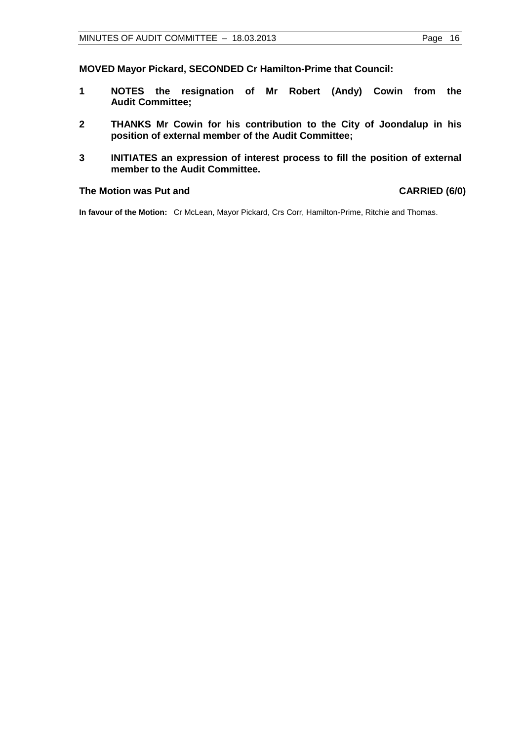**MOVED Mayor Pickard, SECONDED Cr Hamilton-Prime that Council:**

1. **NOTES the resignation of Mr Robert (Andy) Cowin from the Audit Committee;**
2. **THANKS Mr Cowin for his contribution to the City of Joondalup in his position of external member of the Audit Committee;**
3. **INITIATES an expression of interest process to fill the position of external member to the Audit Committee.**

**The Motion was Put and CARRIED (6/0)**

**In favour of the Motion:** Cr McLean, Mayor Pickard, Crs Corr, Hamilton-Prime, Ritchie and Thomas.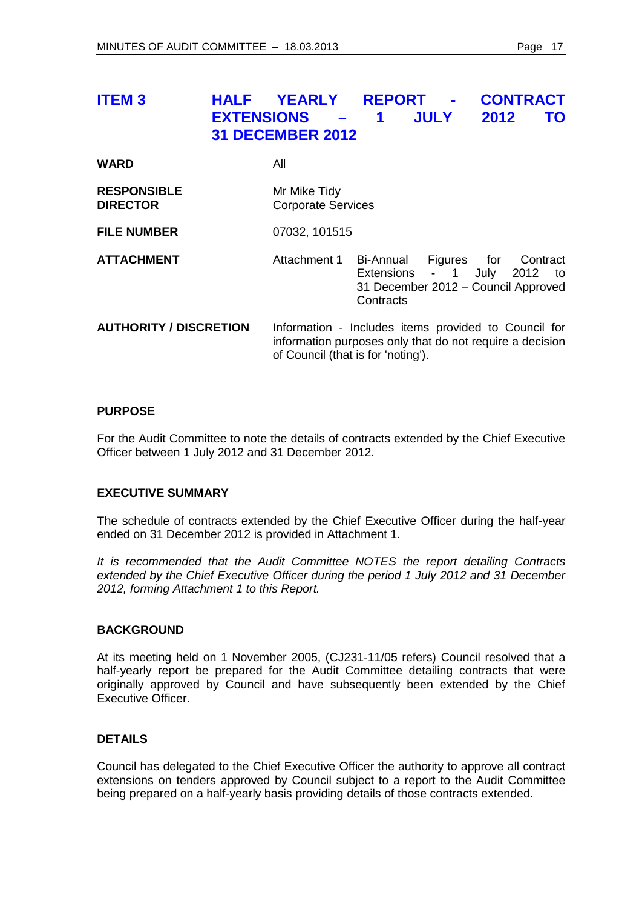## ITEM 3 HALF YEARLY REPORT - CONTRACT EXTENSIONS – 1 JULY 2012 TO 31 DECEMBER 2012

| | |
|---|---|
| **WARD** | All |
| **RESPONSIBLE DIRECTOR** | Mr Mike Tidy<br>Corporate Services |
| **FILE NUMBER** | 07032, 101515 |
| **ATTACHMENT** | Attachment 1 Bi-Annual Figures for Contract Extensions - 1 July 2012 to 31 December 2012 – Council Approved Contracts |
| **AUTHORITY / DISCRETION** | Information - Includes items provided to Council for information purposes only that do not require a decision of Council (that is for 'noting'). |

### PURPOSE

For the Audit Committee to note the details of contracts extended by the Chief Executive Officer between 1 July 2012 and 31 December 2012.

### EXECUTIVE SUMMARY

The schedule of contracts extended by the Chief Executive Officer during the half-year ended on 31 December 2012 is provided in Attachment 1.

*It is recommended that the Audit Committee NOTES the report detailing Contracts extended by the Chief Executive Officer during the period 1 July 2012 and 31 December 2012, forming Attachment 1 to this Report.*

### BACKGROUND

At its meeting held on 1 November 2005, (CJ231-11/05 refers) Council resolved that a half-yearly report be prepared for the Audit Committee detailing contracts that were originally approved by Council and have subsequently been extended by the Chief Executive Officer.

### DETAILS

Council has delegated to the Chief Executive Officer the authority to approve all contract extensions on tenders approved by Council subject to a report to the Audit Committee being prepared on a half-yearly basis providing details of those contracts extended.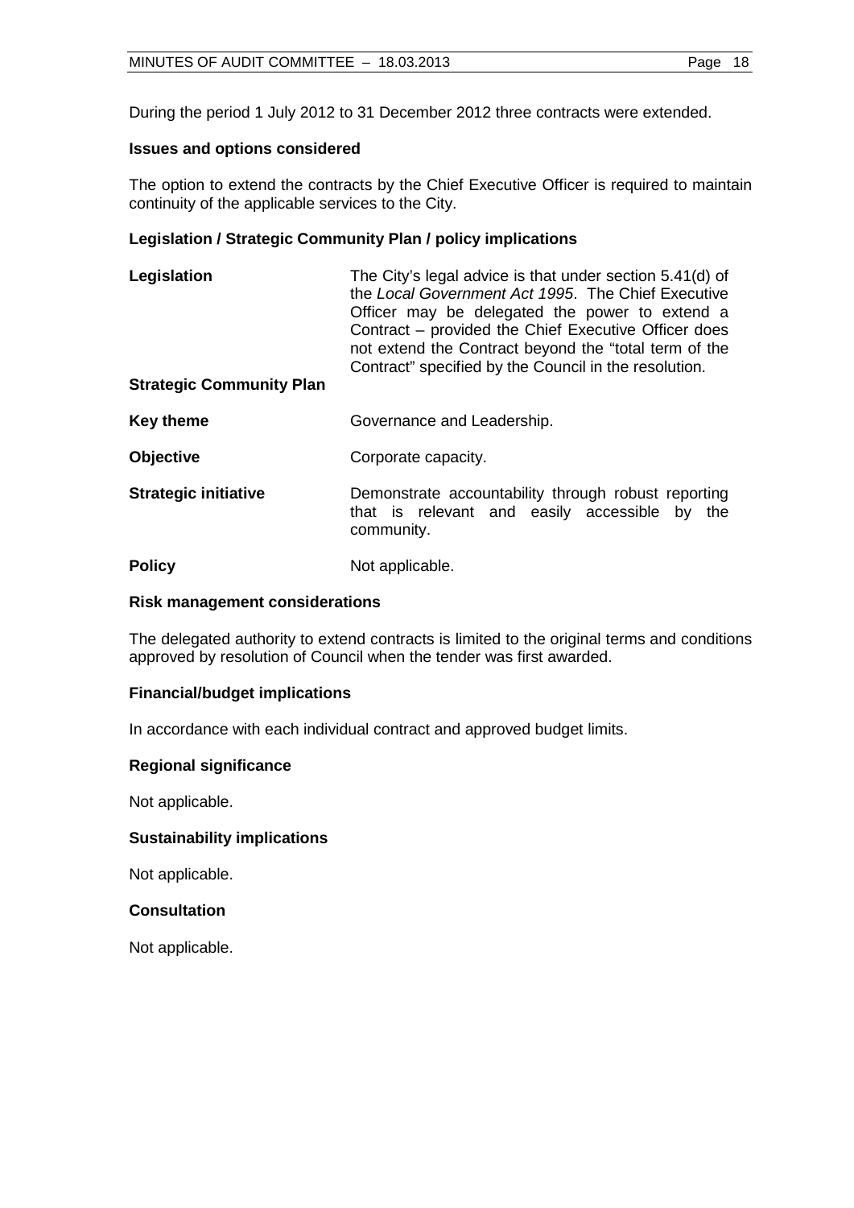During the period 1 July 2012 to 31 December 2012 three contracts were extended.

**Issues and options considered**

The option to extend the contracts by the Chief Executive Officer is required to maintain continuity of the applicable services to the City.

**Legislation / Strategic Community Plan / policy implications**

| | |
|---|---|
| **Legislation** | The City's legal advice is that under section 5.41(d) of the *Local Government Act 1995*. The Chief Executive Officer may be delegated the power to extend a Contract – provided the Chief Executive Officer does not extend the Contract beyond the "total term of the Contract" specified by the Council in the resolution. |
| **Strategic Community Plan** | |
| **Key theme** | Governance and Leadership. |
| **Objective** | Corporate capacity. |
| **Strategic initiative** | Demonstrate accountability through robust reporting that is relevant and easily accessible by the community. |
| **Policy** | Not applicable. |

**Risk management considerations**

The delegated authority to extend contracts is limited to the original terms and conditions approved by resolution of Council when the tender was first awarded.

**Financial/budget implications**

In accordance with each individual contract and approved budget limits.

**Regional significance**

Not applicable.

**Sustainability implications**

Not applicable.

**Consultation**

Not applicable.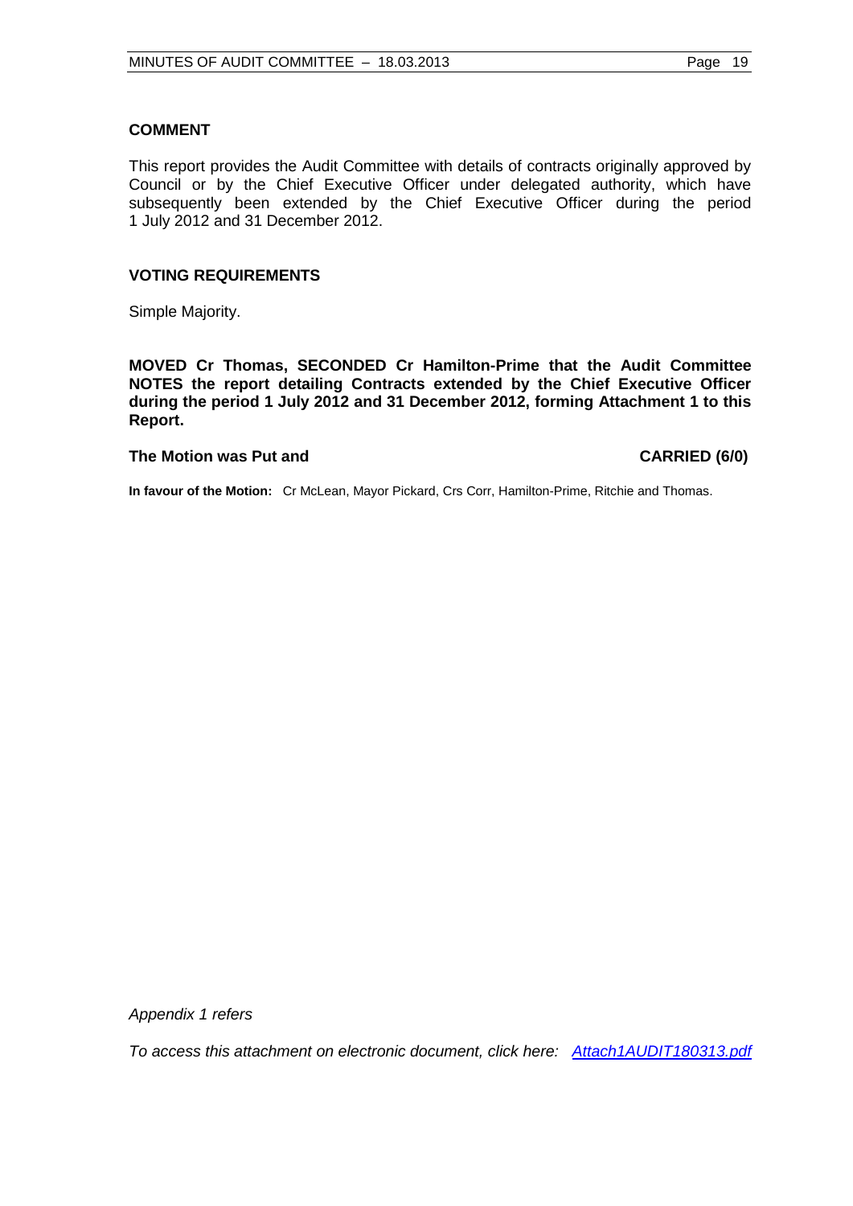## COMMENT

This report provides the Audit Committee with details of contracts originally approved by Council or by the Chief Executive Officer under delegated authority, which have subsequently been extended by the Chief Executive Officer during the period 1 July 2012 and 31 December 2012.

## VOTING REQUIREMENTS

Simple Majority.

**MOVED Cr Thomas, SECONDED Cr Hamilton-Prime that the Audit Committee NOTES the report detailing Contracts extended by the Chief Executive Officer during the period 1 July 2012 and 31 December 2012, forming Attachment 1 to this Report.**

**The Motion was Put and CARRIED (6/0)**

**In favour of the Motion:** Cr McLean, Mayor Pickard, Crs Corr, Hamilton-Prime, Ritchie and Thomas.

*Appendix 1 refers*

*To access this attachment on electronic document, click here: Attach1AUDIT180313.pdf*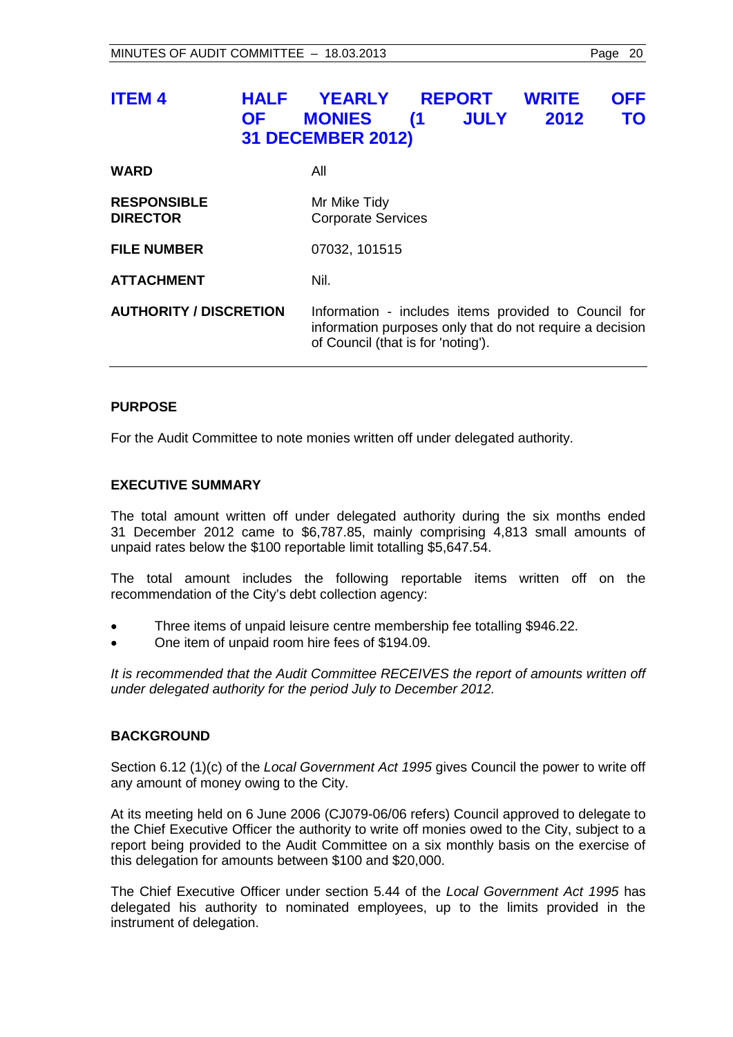## ITEM 4 HALF YEARLY REPORT WRITE OFF OF MONIES (1 JULY 2012 TO 31 DECEMBER 2012)

| | |
|---|---|
| **WARD** | All |
| **RESPONSIBLE DIRECTOR** | Mr Mike Tidy<br>Corporate Services |
| **FILE NUMBER** | 07032, 101515 |
| **ATTACHMENT** | Nil. |
| **AUTHORITY / DISCRETION** | Information - includes items provided to Council for information purposes only that do not require a decision of Council (that is for 'noting'). |

### PURPOSE

For the Audit Committee to note monies written off under delegated authority.

### EXECUTIVE SUMMARY

The total amount written off under delegated authority during the six months ended 31 December 2012 came to $6,787.85, mainly comprising 4,813 small amounts of unpaid rates below the $100 reportable limit totalling $5,647.54.

The total amount includes the following reportable items written off on the recommendation of the City's debt collection agency:

- Three items of unpaid leisure centre membership fee totalling $946.22.
- One item of unpaid room hire fees of $194.09.

*It is recommended that the Audit Committee RECEIVES the report of amounts written off under delegated authority for the period July to December 2012.*

### BACKGROUND

Section 6.12 (1)(c) of the *Local Government Act 1995* gives Council the power to write off any amount of money owing to the City.

At its meeting held on 6 June 2006 (CJ079-06/06 refers) Council approved to delegate to the Chief Executive Officer the authority to write off monies owed to the City, subject to a report being provided to the Audit Committee on a six monthly basis on the exercise of this delegation for amounts between $100 and $20,000.

The Chief Executive Officer under section 5.44 of the *Local Government Act 1995* has delegated his authority to nominated employees, up to the limits provided in the instrument of delegation.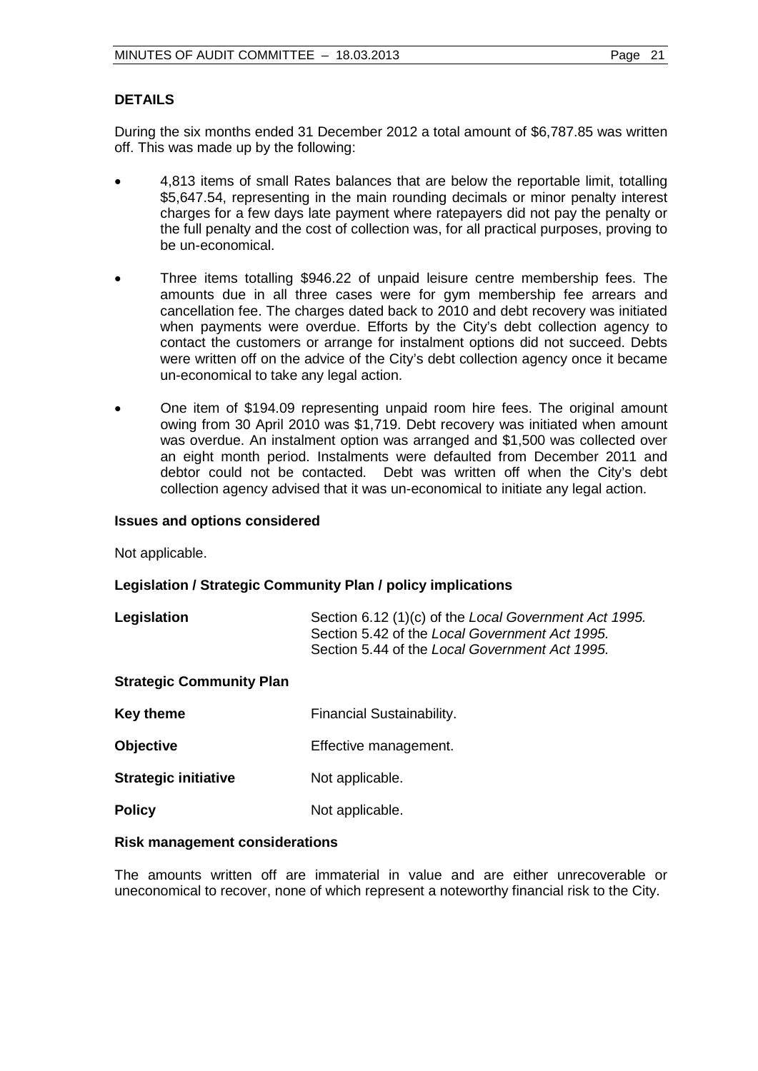## DETAILS

During the six months ended 31 December 2012 a total amount of $6,787.85 was written off. This was made up by the following:

- 4,813 items of small Rates balances that are below the reportable limit, totalling $5,647.54, representing in the main rounding decimals or minor penalty interest charges for a few days late payment where ratepayers did not pay the penalty or the full penalty and the cost of collection was, for all practical purposes, proving to be un-economical.

- Three items totalling $946.22 of unpaid leisure centre membership fees. The amounts due in all three cases were for gym membership fee arrears and cancellation fee. The charges dated back to 2010 and debt recovery was initiated when payments were overdue. Efforts by the City's debt collection agency to contact the customers or arrange for instalment options did not succeed. Debts were written off on the advice of the City's debt collection agency once it became un-economical to take any legal action.

- One item of $194.09 representing unpaid room hire fees. The original amount owing from 30 April 2010 was $1,719. Debt recovery was initiated when amount was overdue. An instalment option was arranged and $1,500 was collected over an eight month period. Instalments were defaulted from December 2011 and debtor could not be contacted. Debt was written off when the City's debt collection agency advised that it was un-economical to initiate any legal action.

### Issues and options considered

Not applicable.

### Legislation / Strategic Community Plan / policy implications

**Legislation** Section 6.12 (1)(c) of the *Local Government Act 1995.*
Section 5.42 of the *Local Government Act 1995.*
Section 5.44 of the *Local Government Act 1995.*

**Strategic Community Plan**

**Key theme** Financial Sustainability.

**Objective** Effective management.

**Strategic initiative** Not applicable.

**Policy** Not applicable.

### Risk management considerations

The amounts written off are immaterial in value and are either unrecoverable or uneconomical to recover, none of which represent a noteworthy financial risk to the City.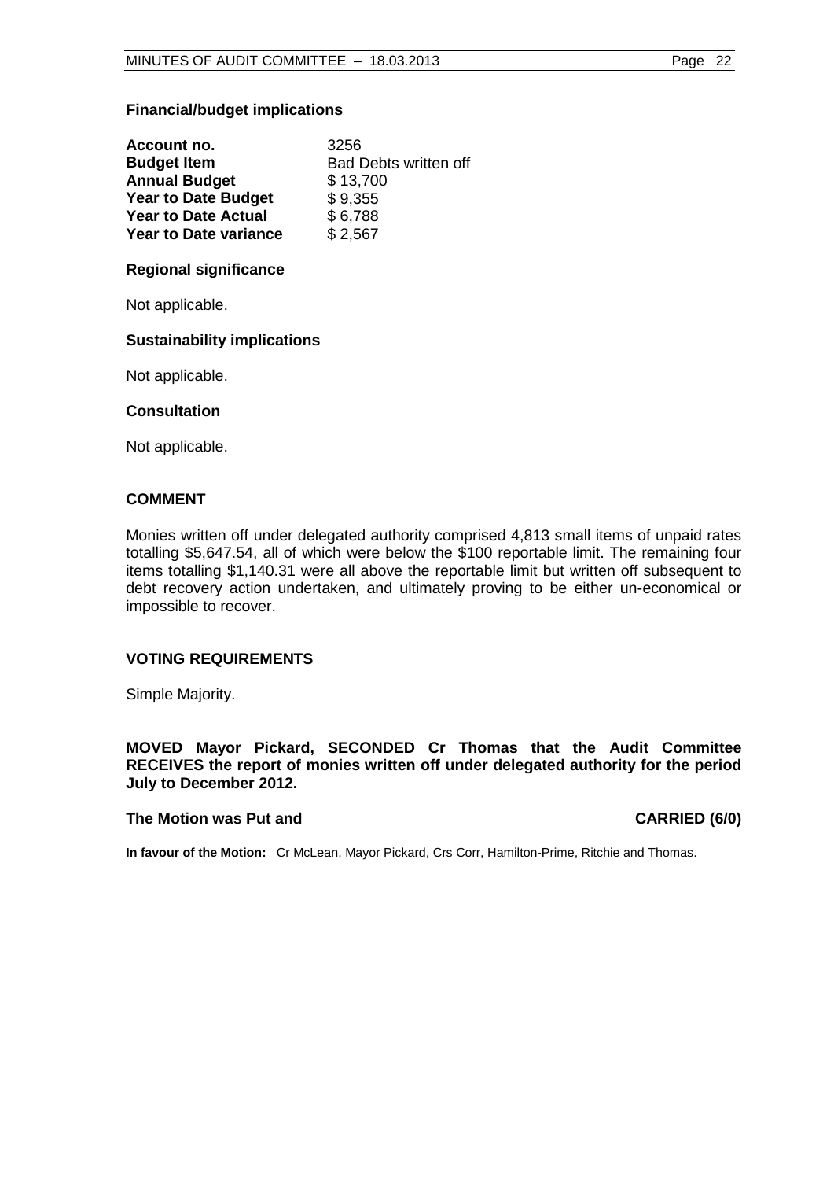### Financial/budget implications

| | |
|---|---|
| **Account no.** | 3256 |
| **Budget Item** | Bad Debts written off |
| **Annual Budget** | $ 13,700 |
| **Year to Date Budget** | $ 9,355 |
| **Year to Date Actual** | $ 6,788 |
| **Year to Date variance** | $ 2,567 |

### Regional significance

Not applicable.

### Sustainability implications

Not applicable.

### Consultation

Not applicable.

## COMMENT

Monies written off under delegated authority comprised 4,813 small items of unpaid rates totalling $5,647.54, all of which were below the $100 reportable limit. The remaining four items totalling $1,140.31 were all above the reportable limit but written off subsequent to debt recovery action undertaken, and ultimately proving to be either un-economical or impossible to recover.

## VOTING REQUIREMENTS

Simple Majority.

**MOVED Mayor Pickard, SECONDED Cr Thomas that the Audit Committee RECEIVES the report of monies written off under delegated authority for the period July to December 2012.**

**The Motion was Put and CARRIED (6/0)**

**In favour of the Motion:** Cr McLean, Mayor Pickard, Crs Corr, Hamilton-Prime, Ritchie and Thomas.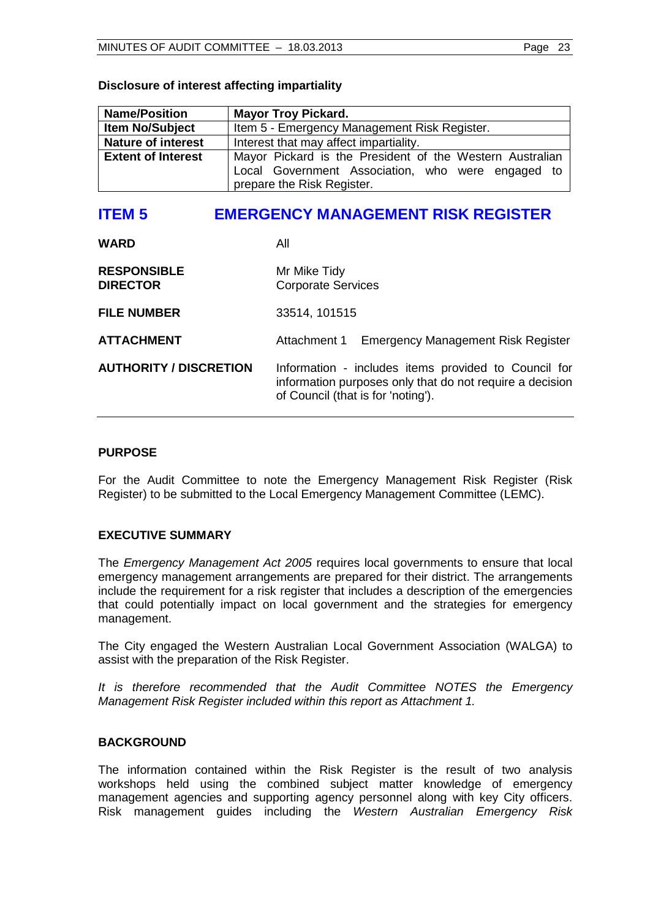**Disclosure of interest affecting impartiality**

| Name/Position | Mayor Troy Pickard. |
|---|---|
| Item No/Subject | Item 5 - Emergency Management Risk Register. |
| Nature of interest | Interest that may affect impartiality. |
| Extent of Interest | Mayor Pickard is the President of the Western Australian Local Government Association, who were engaged to prepare the Risk Register. |

## ITEM 5 EMERGENCY MANAGEMENT RISK REGISTER

**WARD** All

**RESPONSIBLE DIRECTOR** Mr Mike Tidy
Corporate Services

**FILE NUMBER** 33514, 101515

**ATTACHMENT** Attachment 1 Emergency Management Risk Register

**AUTHORITY / DISCRETION** Information - includes items provided to Council for information purposes only that do not require a decision of Council (that is for 'noting').

### PURPOSE

For the Audit Committee to note the Emergency Management Risk Register (Risk Register) to be submitted to the Local Emergency Management Committee (LEMC).

### EXECUTIVE SUMMARY

The *Emergency Management Act 2005* requires local governments to ensure that local emergency management arrangements are prepared for their district. The arrangements include the requirement for a risk register that includes a description of the emergencies that could potentially impact on local government and the strategies for emergency management.

The City engaged the Western Australian Local Government Association (WALGA) to assist with the preparation of the Risk Register.

*It is therefore recommended that the Audit Committee NOTES the Emergency Management Risk Register included within this report as Attachment 1.*

### BACKGROUND

The information contained within the Risk Register is the result of two analysis workshops held using the combined subject matter knowledge of emergency management agencies and supporting agency personnel along with key City officers. Risk management guides including the *Western Australian Emergency Risk*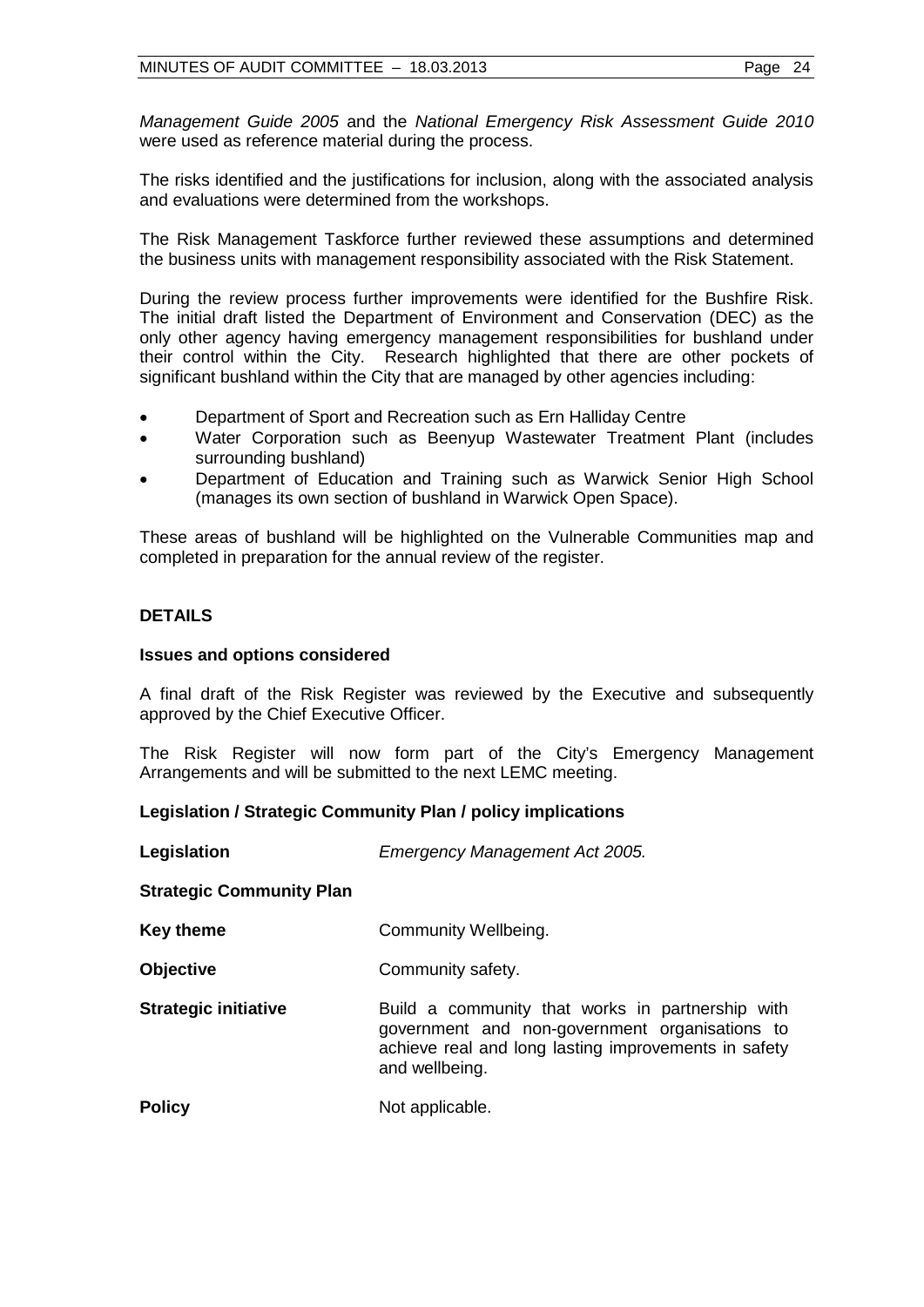*Management Guide 2005* and the *National Emergency Risk Assessment Guide 2010* were used as reference material during the process.

The risks identified and the justifications for inclusion, along with the associated analysis and evaluations were determined from the workshops.

The Risk Management Taskforce further reviewed these assumptions and determined the business units with management responsibility associated with the Risk Statement.

During the review process further improvements were identified for the Bushfire Risk. The initial draft listed the Department of Environment and Conservation (DEC) as the only other agency having emergency management responsibilities for bushland under their control within the City. Research highlighted that there are other pockets of significant bushland within the City that are managed by other agencies including:

- Department of Sport and Recreation such as Ern Halliday Centre
- Water Corporation such as Beenyup Wastewater Treatment Plant (includes surrounding bushland)
- Department of Education and Training such as Warwick Senior High School (manages its own section of bushland in Warwick Open Space).

These areas of bushland will be highlighted on the Vulnerable Communities map and completed in preparation for the annual review of the register.

## DETAILS

### Issues and options considered

A final draft of the Risk Register was reviewed by the Executive and subsequently approved by the Chief Executive Officer.

The Risk Register will now form part of the City's Emergency Management Arrangements and will be submitted to the next LEMC meeting.

### Legislation / Strategic Community Plan / policy implications

**Legislation** *Emergency Management Act 2005.*

**Strategic Community Plan**

**Key theme** Community Wellbeing.

**Objective** Community safety.

**Strategic initiative** Build a community that works in partnership with government and non-government organisations to achieve real and long lasting improvements in safety and wellbeing.

**Policy** Not applicable.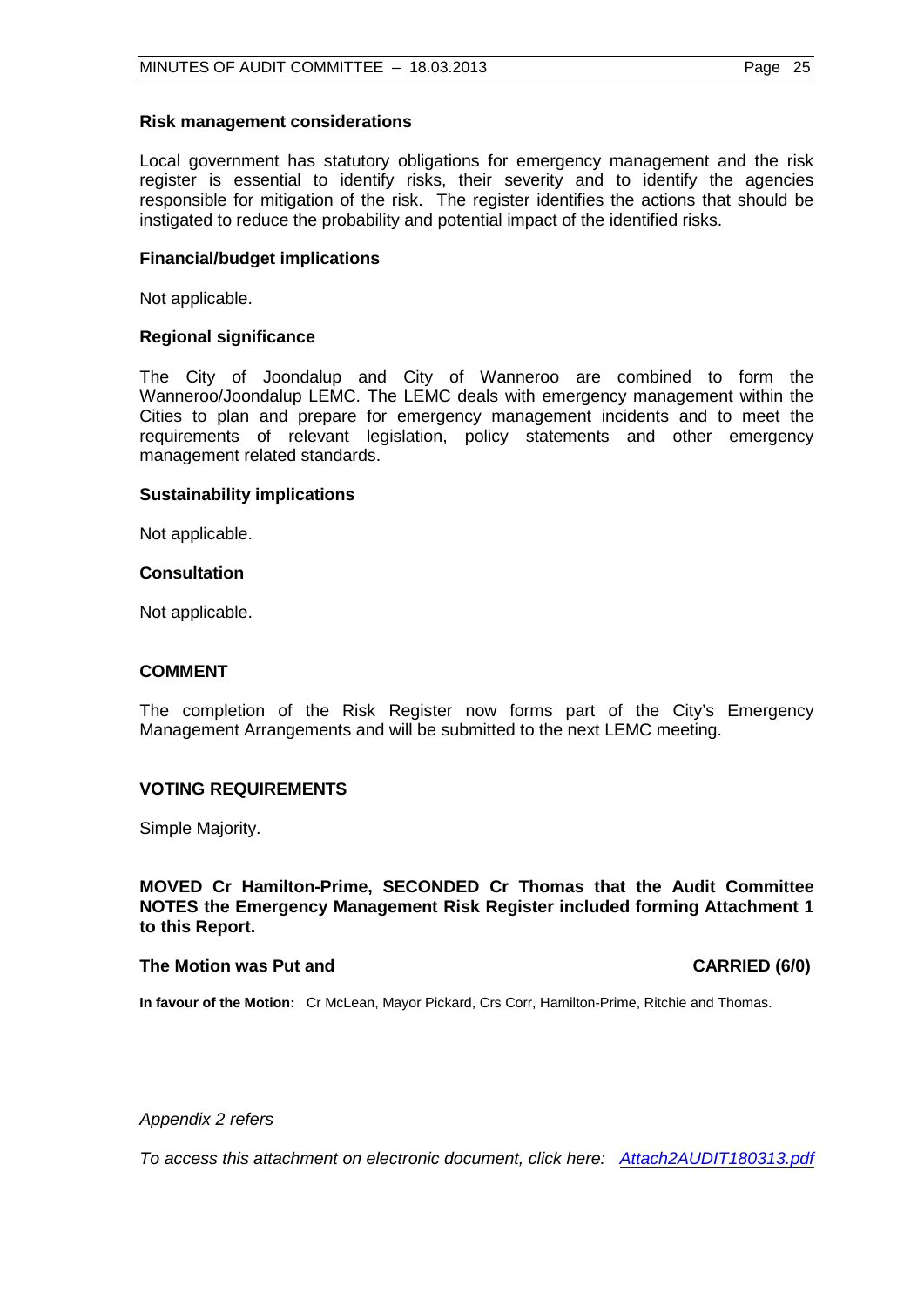### Risk management considerations

Local government has statutory obligations for emergency management and the risk register is essential to identify risks, their severity and to identify the agencies responsible for mitigation of the risk. The register identifies the actions that should be instigated to reduce the probability and potential impact of the identified risks.

### Financial/budget implications

Not applicable.

### Regional significance

The City of Joondalup and City of Wanneroo are combined to form the Wanneroo/Joondalup LEMC. The LEMC deals with emergency management within the Cities to plan and prepare for emergency management incidents and to meet the requirements of relevant legislation, policy statements and other emergency management related standards.

### Sustainability implications

Not applicable.

### Consultation

Not applicable.

## COMMENT

The completion of the Risk Register now forms part of the City's Emergency Management Arrangements and will be submitted to the next LEMC meeting.

## VOTING REQUIREMENTS

Simple Majority.

**MOVED Cr Hamilton-Prime, SECONDED Cr Thomas that the Audit Committee NOTES the Emergency Management Risk Register included forming Attachment 1 to this Report.**

**The Motion was Put and CARRIED (6/0)**

**In favour of the Motion:** Cr McLean, Mayor Pickard, Crs Corr, Hamilton-Prime, Ritchie and Thomas.

*Appendix 2 refers*

*To access this attachment on electronic document, click here: Attach2AUDIT180313.pdf*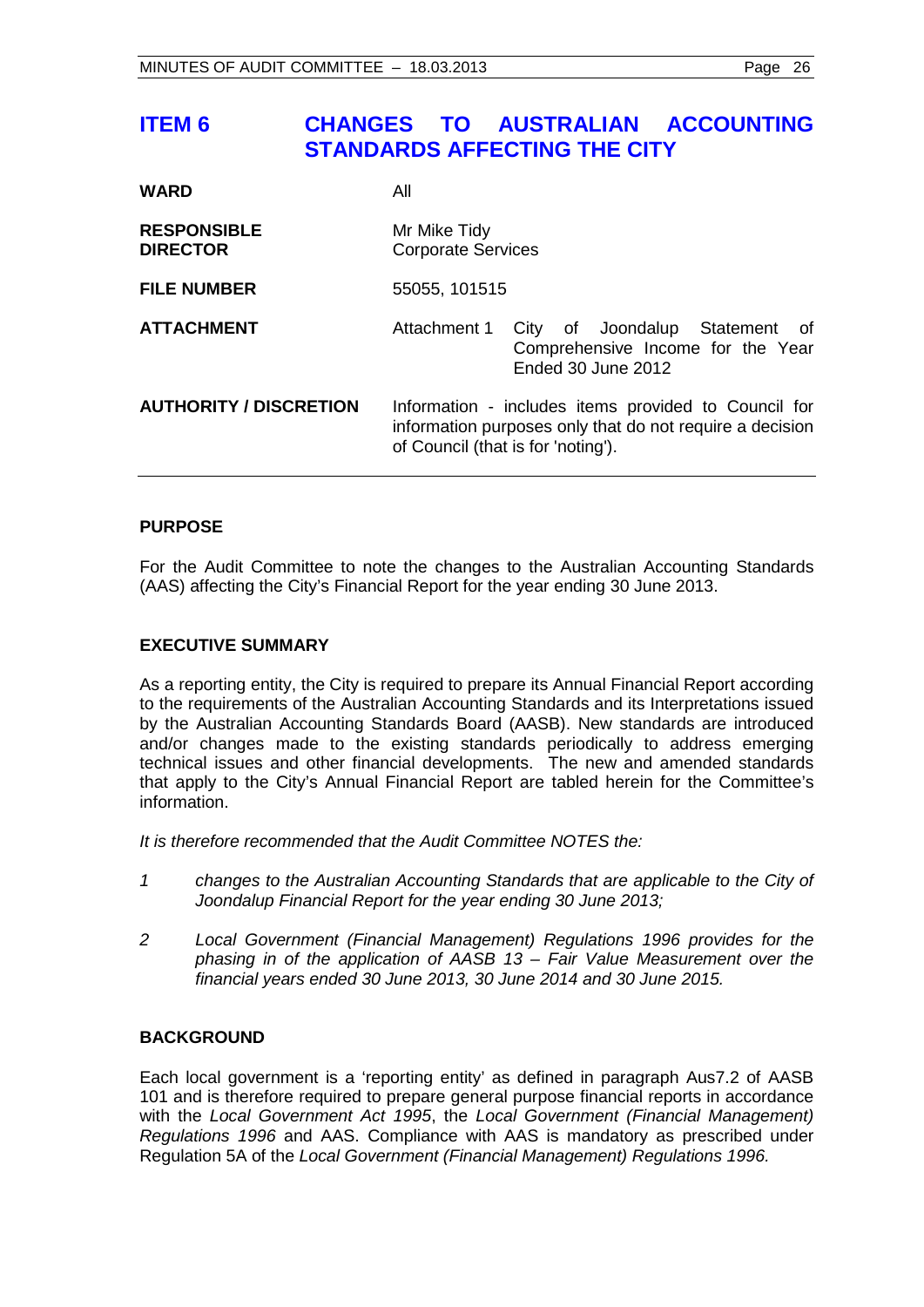# ITEM 6 CHANGES TO AUSTRALIAN ACCOUNTING STANDARDS AFFECTING THE CITY

| | |
|---|---|
| **WARD** | All |
| **RESPONSIBLE DIRECTOR** | Mr Mike Tidy<br>Corporate Services |
| **FILE NUMBER** | 55055, 101515 |
| **ATTACHMENT** | Attachment 1 City of Joondalup Statement of Comprehensive Income for the Year Ended 30 June 2012 |
| **AUTHORITY / DISCRETION** | Information - includes items provided to Council for information purposes only that do not require a decision of Council (that is for 'noting'). |

## PURPOSE

For the Audit Committee to note the changes to the Australian Accounting Standards (AAS) affecting the City's Financial Report for the year ending 30 June 2013.

## EXECUTIVE SUMMARY

As a reporting entity, the City is required to prepare its Annual Financial Report according to the requirements of the Australian Accounting Standards and its Interpretations issued by the Australian Accounting Standards Board (AASB). New standards are introduced and/or changes made to the existing standards periodically to address emerging technical issues and other financial developments. The new and amended standards that apply to the City's Annual Financial Report are tabled herein for the Committee's information.

*It is therefore recommended that the Audit Committee NOTES the:*

1. *changes to the Australian Accounting Standards that are applicable to the City of Joondalup Financial Report for the year ending 30 June 2013;*
2. *Local Government (Financial Management) Regulations 1996 provides for the phasing in of the application of AASB 13 – Fair Value Measurement over the financial years ended 30 June 2013, 30 June 2014 and 30 June 2015.*

## BACKGROUND

Each local government is a 'reporting entity' as defined in paragraph Aus7.2 of AASB 101 and is therefore required to prepare general purpose financial reports in accordance with the *Local Government Act 1995*, the *Local Government (Financial Management) Regulations 1996* and AAS. Compliance with AAS is mandatory as prescribed under Regulation 5A of the *Local Government (Financial Management) Regulations 1996.*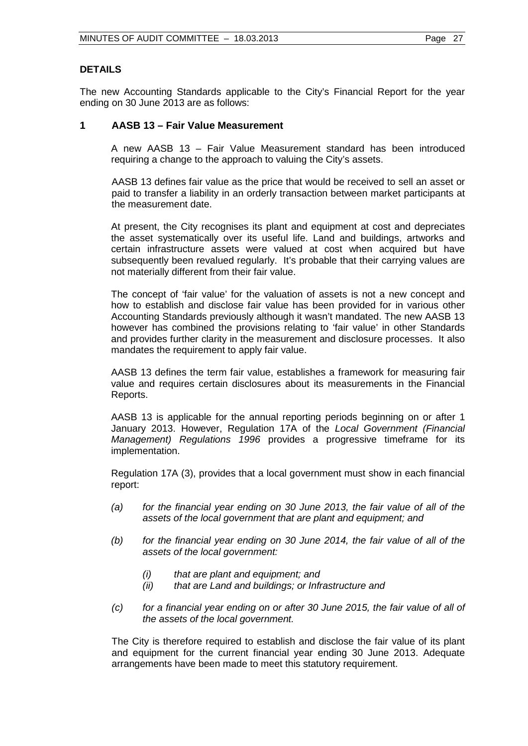## DETAILS

The new Accounting Standards applicable to the City's Financial Report for the year ending on 30 June 2013 are as follows:

### 1 AASB 13 – Fair Value Measurement

A new AASB 13 – Fair Value Measurement standard has been introduced requiring a change to the approach to valuing the City's assets.

AASB 13 defines fair value as the price that would be received to sell an asset or paid to transfer a liability in an orderly transaction between market participants at the measurement date.

At present, the City recognises its plant and equipment at cost and depreciates the asset systematically over its useful life. Land and buildings, artworks and certain infrastructure assets were valued at cost when acquired but have subsequently been revalued regularly. It's probable that their carrying values are not materially different from their fair value.

The concept of 'fair value' for the valuation of assets is not a new concept and how to establish and disclose fair value has been provided for in various other Accounting Standards previously although it wasn't mandated. The new AASB 13 however has combined the provisions relating to 'fair value' in other Standards and provides further clarity in the measurement and disclosure processes. It also mandates the requirement to apply fair value.

AASB 13 defines the term fair value, establishes a framework for measuring fair value and requires certain disclosures about its measurements in the Financial Reports.

AASB 13 is applicable for the annual reporting periods beginning on or after 1 January 2013. However, Regulation 17A of the *Local Government (Financial Management) Regulations 1996* provides a progressive timeframe for its implementation.

Regulation 17A (3), provides that a local government must show in each financial report:

*(a) for the financial year ending on 30 June 2013, the fair value of all of the assets of the local government that are plant and equipment; and*

*(b) for the financial year ending on 30 June 2014, the fair value of all of the assets of the local government:*

*(i) that are plant and equipment; and*
*(ii) that are Land and buildings; or Infrastructure and*

*(c) for a financial year ending on or after 30 June 2015, the fair value of all of the assets of the local government.*

The City is therefore required to establish and disclose the fair value of its plant and equipment for the current financial year ending 30 June 2013. Adequate arrangements have been made to meet this statutory requirement.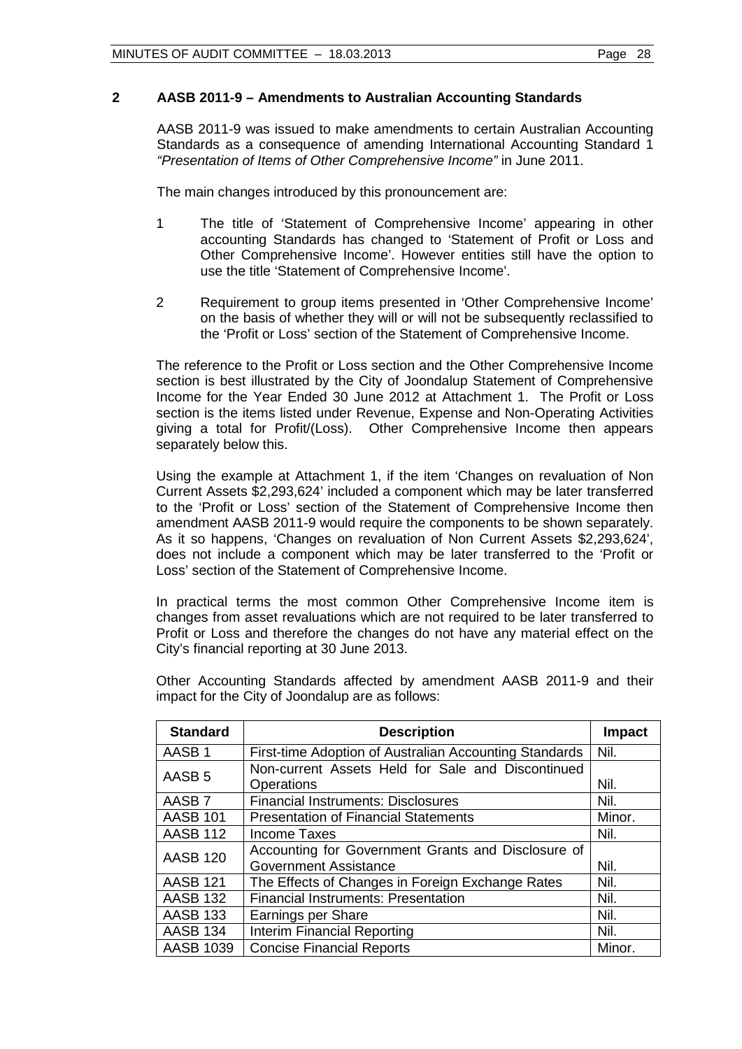## 2 AASB 2011-9 – Amendments to Australian Accounting Standards

AASB 2011-9 was issued to make amendments to certain Australian Accounting Standards as a consequence of amending International Accounting Standard 1 *"Presentation of Items of Other Comprehensive Income"* in June 2011.

The main changes introduced by this pronouncement are:

1. The title of 'Statement of Comprehensive Income' appearing in other accounting Standards has changed to 'Statement of Profit or Loss and Other Comprehensive Income'. However entities still have the option to use the title 'Statement of Comprehensive Income'.
2. Requirement to group items presented in 'Other Comprehensive Income' on the basis of whether they will or will not be subsequently reclassified to the 'Profit or Loss' section of the Statement of Comprehensive Income.

The reference to the Profit or Loss section and the Other Comprehensive Income section is best illustrated by the City of Joondalup Statement of Comprehensive Income for the Year Ended 30 June 2012 at Attachment 1. The Profit or Loss section is the items listed under Revenue, Expense and Non-Operating Activities giving a total for Profit/(Loss). Other Comprehensive Income then appears separately below this.

Using the example at Attachment 1, if the item 'Changes on revaluation of Non Current Assets $2,293,624' included a component which may be later transferred to the 'Profit or Loss' section of the Statement of Comprehensive Income then amendment AASB 2011-9 would require the components to be shown separately. As it so happens, 'Changes on revaluation of Non Current Assets $2,293,624', does not include a component which may be later transferred to the 'Profit or Loss' section of the Statement of Comprehensive Income.

In practical terms the most common Other Comprehensive Income item is changes from asset revaluations which are not required to be later transferred to Profit or Loss and therefore the changes do not have any material effect on the City's financial reporting at 30 June 2013.

Other Accounting Standards affected by amendment AASB 2011-9 and their impact for the City of Joondalup are as follows:

| Standard | Description | Impact |
|---|---|---|
| AASB 1 | First-time Adoption of Australian Accounting Standards | Nil. |
| AASB 5 | Non-current Assets Held for Sale and Discontinued Operations | Nil. |
| AASB 7 | Financial Instruments: Disclosures | Nil. |
| AASB 101 | Presentation of Financial Statements | Minor. |
| AASB 112 | Income Taxes | Nil. |
| AASB 120 | Accounting for Government Grants and Disclosure of Government Assistance | Nil. |
| AASB 121 | The Effects of Changes in Foreign Exchange Rates | Nil. |
| AASB 132 | Financial Instruments: Presentation | Nil. |
| AASB 133 | Earnings per Share | Nil. |
| AASB 134 | Interim Financial Reporting | Nil. |
| AASB 1039 | Concise Financial Reports | Minor. |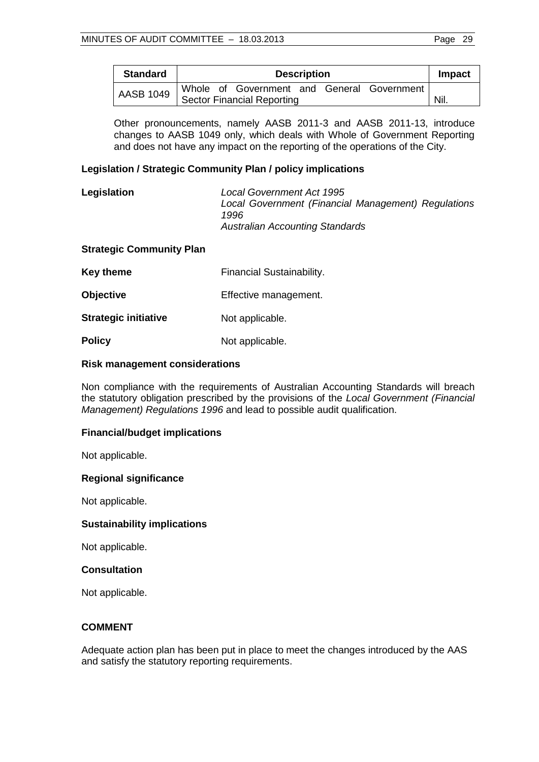| Standard | Description | Impact |
| --- | --- | --- |
| AASB 1049 | Whole of Government and General Government Sector Financial Reporting | Nil. |

Other pronouncements, namely AASB 2011-3 and AASB 2011-13, introduce changes to AASB 1049 only, which deals with Whole of Government Reporting and does not have any impact on the reporting of the operations of the City.

**Legislation / Strategic Community Plan / policy implications**

| | |
| --- | --- |
| **Legislation** | *Local Government Act 1995*<br>*Local Government (Financial Management) Regulations 1996*<br>*Australian Accounting Standards* |

**Strategic Community Plan**

| | |
| --- | --- |
| **Key theme** | Financial Sustainability. |
| **Objective** | Effective management. |
| **Strategic initiative** | Not applicable. |
| **Policy** | Not applicable. |

**Risk management considerations**

Non compliance with the requirements of Australian Accounting Standards will breach the statutory obligation prescribed by the provisions of the *Local Government (Financial Management) Regulations 1996* and lead to possible audit qualification.

**Financial/budget implications**

Not applicable.

**Regional significance**

Not applicable.

**Sustainability implications**

Not applicable.

**Consultation**

Not applicable.

**COMMENT**

Adequate action plan has been put in place to meet the changes introduced by the AAS and satisfy the statutory reporting requirements.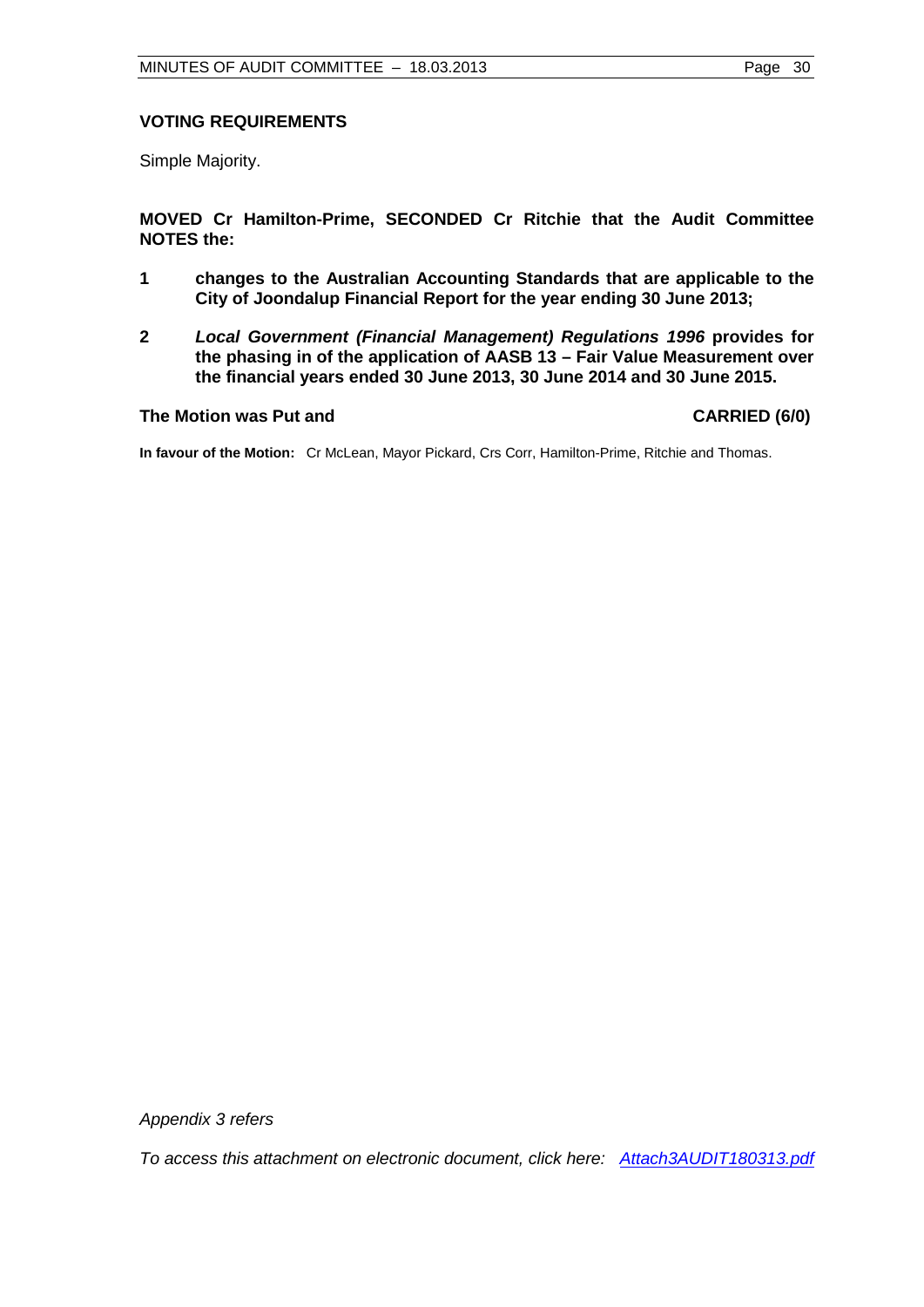**VOTING REQUIREMENTS**

Simple Majority.

**MOVED Cr Hamilton-Prime, SECONDED Cr Ritchie that the Audit Committee NOTES the:**

**1 changes to the Australian Accounting Standards that are applicable to the City of Joondalup Financial Report for the year ending 30 June 2013;**

**2 *Local Government (Financial Management) Regulations 1996* provides for the phasing in of the application of AASB 13 – Fair Value Measurement over the financial years ended 30 June 2013, 30 June 2014 and 30 June 2015.**

**The Motion was Put and CARRIED (6/0)**

**In favour of the Motion:** Cr McLean, Mayor Pickard, Crs Corr, Hamilton-Prime, Ritchie and Thomas.

*Appendix 3 refers*

*To access this attachment on electronic document, click here: Attach3AUDIT180313.pdf*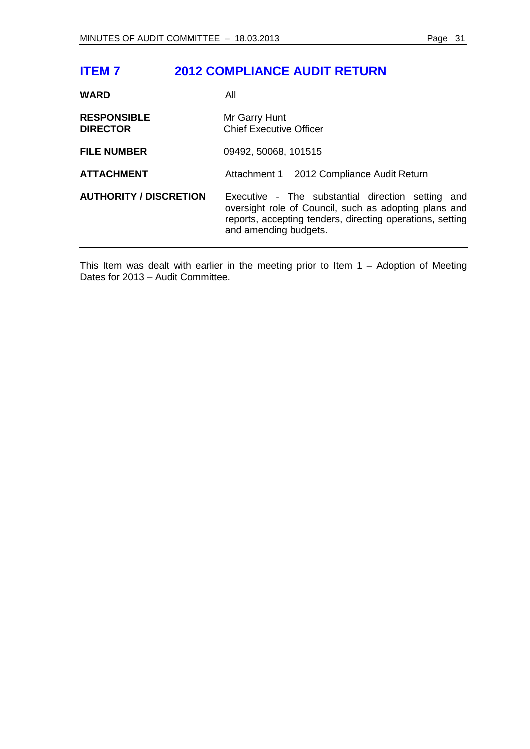# ITEM 7 2012 COMPLIANCE AUDIT RETURN

| | |
|---|---|
| **WARD** | All |
| **RESPONSIBLE DIRECTOR** | Mr Garry Hunt<br>Chief Executive Officer |
| **FILE NUMBER** | 09492, 50068, 101515 |
| **ATTACHMENT** | Attachment 1 2012 Compliance Audit Return |
| **AUTHORITY / DISCRETION** | Executive - The substantial direction setting and oversight role of Council, such as adopting plans and reports, accepting tenders, directing operations, setting and amending budgets. |

This Item was dealt with earlier in the meeting prior to Item 1 – Adoption of Meeting Dates for 2013 – Audit Committee.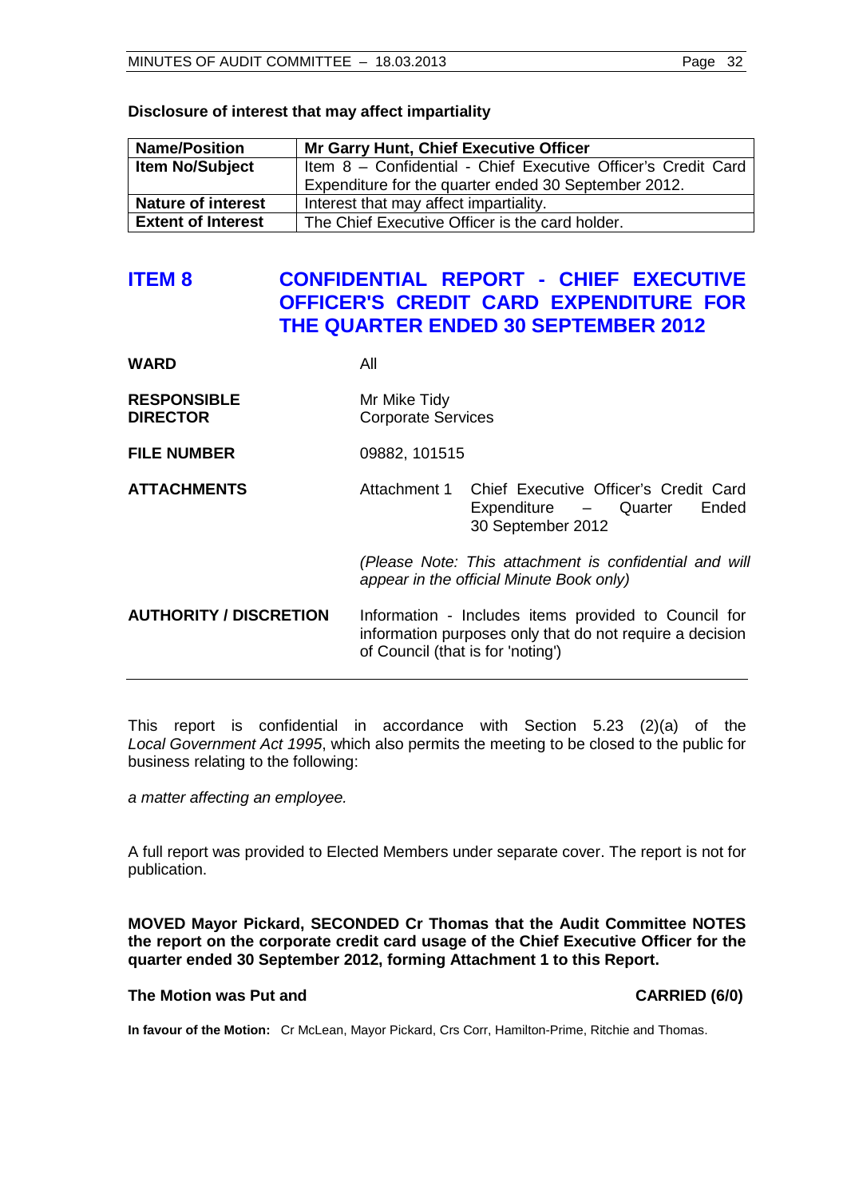**Disclosure of interest that may affect impartiality**

| **Name/Position** | **Mr Garry Hunt, Chief Executive Officer** |
|---|---|
| **Item No/Subject** | Item 8 – Confidential - Chief Executive Officer's Credit Card Expenditure for the quarter ended 30 September 2012. |
| **Nature of interest** | Interest that may affect impartiality. |
| **Extent of Interest** | The Chief Executive Officer is the card holder. |

## ITEM 8 CONFIDENTIAL REPORT - CHIEF EXECUTIVE OFFICER'S CREDIT CARD EXPENDITURE FOR THE QUARTER ENDED 30 SEPTEMBER 2012

| | |
|---|---|
| **WARD** | All |
| **RESPONSIBLE DIRECTOR** | Mr Mike Tidy<br>Corporate Services |
| **FILE NUMBER** | 09882, 101515 |
| **ATTACHMENTS** | Attachment 1 Chief Executive Officer's Credit Card Expenditure – Quarter Ended 30 September 2012<br><br>*(Please Note: This attachment is confidential and will appear in the official Minute Book only)* |
| **AUTHORITY / DISCRETION** | Information - Includes items provided to Council for information purposes only that do not require a decision of Council (that is for 'noting') |

This report is confidential in accordance with Section 5.23 (2)(a) of the *Local Government Act 1995*, which also permits the meeting to be closed to the public for business relating to the following:

*a matter affecting an employee.*

A full report was provided to Elected Members under separate cover. The report is not for publication.

**MOVED Mayor Pickard, SECONDED Cr Thomas that the Audit Committee NOTES the report on the corporate credit card usage of the Chief Executive Officer for the quarter ended 30 September 2012, forming Attachment 1 to this Report.**

**The Motion was Put and CARRIED (6/0)**

**In favour of the Motion:** Cr McLean, Mayor Pickard, Crs Corr, Hamilton-Prime, Ritchie and Thomas.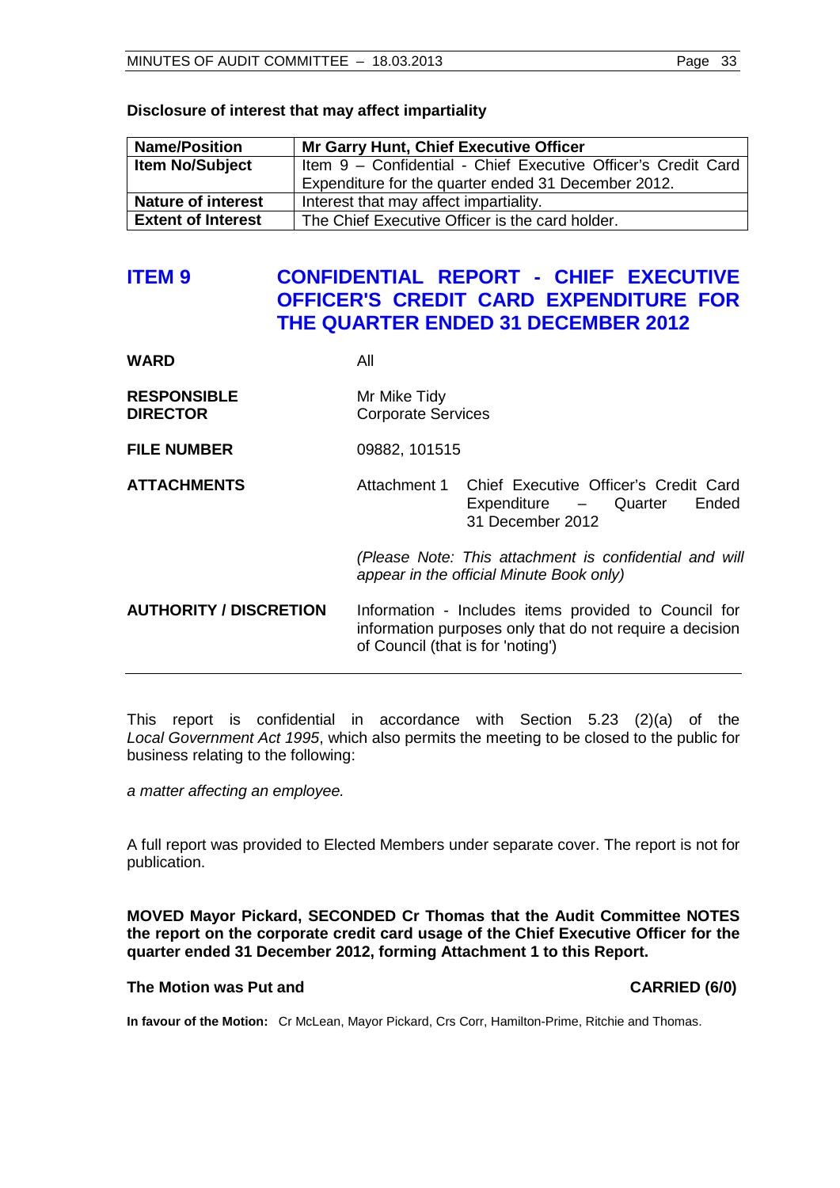**Disclosure of interest that may affect impartiality**

| Name/Position | Mr Garry Hunt, Chief Executive Officer |
|---|---|
| Item No/Subject | Item 9 – Confidential - Chief Executive Officer's Credit Card Expenditure for the quarter ended 31 December 2012. |
| Nature of interest | Interest that may affect impartiality. |
| Extent of Interest | The Chief Executive Officer is the card holder. |

# ITEM 9 CONFIDENTIAL REPORT - CHIEF EXECUTIVE OFFICER'S CREDIT CARD EXPENDITURE FOR THE QUARTER ENDED 31 DECEMBER 2012

| | |
|---|---|
| **WARD** | All |
| **RESPONSIBLE DIRECTOR** | Mr Mike Tidy<br>Corporate Services |
| **FILE NUMBER** | 09882, 101515 |
| **ATTACHMENTS** | Attachment 1 Chief Executive Officer's Credit Card Expenditure – Quarter Ended 31 December 2012<br><br>*(Please Note: This attachment is confidential and will appear in the official Minute Book only)* |
| **AUTHORITY / DISCRETION** | Information - Includes items provided to Council for information purposes only that do not require a decision of Council (that is for 'noting') |

This report is confidential in accordance with Section 5.23 (2)(a) of the *Local Government Act 1995*, which also permits the meeting to be closed to the public for business relating to the following:

*a matter affecting an employee.*

A full report was provided to Elected Members under separate cover. The report is not for publication.

**MOVED Mayor Pickard, SECONDED Cr Thomas that the Audit Committee NOTES the report on the corporate credit card usage of the Chief Executive Officer for the quarter ended 31 December 2012, forming Attachment 1 to this Report.**

**The Motion was Put and CARRIED (6/0)**

**In favour of the Motion:** Cr McLean, Mayor Pickard, Crs Corr, Hamilton-Prime, Ritchie and Thomas.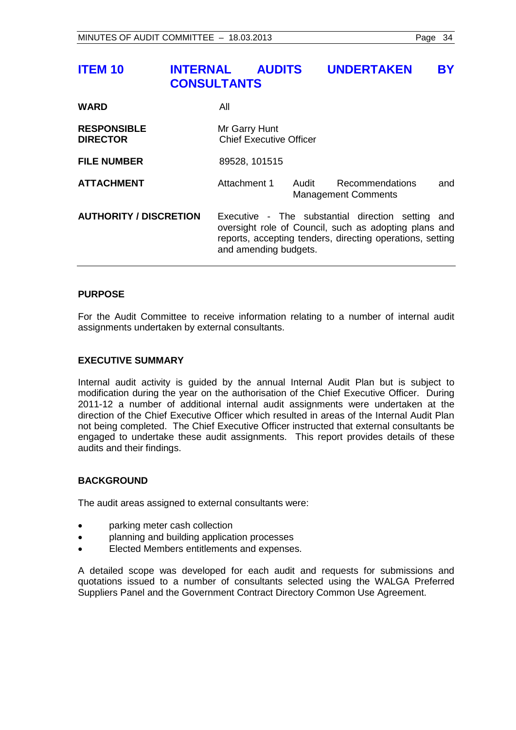# ITEM 10 INTERNAL AUDITS UNDERTAKEN BY CONSULTANTS

| | |
|---|---|
| **WARD** | All |
| **RESPONSIBLE DIRECTOR** | Mr Garry Hunt<br>Chief Executive Officer |
| **FILE NUMBER** | 89528, 101515 |
| **ATTACHMENT** | Attachment 1 Audit Recommendations and Management Comments |
| **AUTHORITY / DISCRETION** | Executive - The substantial direction setting and oversight role of Council, such as adopting plans and reports, accepting tenders, directing operations, setting and amending budgets. |

## PURPOSE

For the Audit Committee to receive information relating to a number of internal audit assignments undertaken by external consultants.

## EXECUTIVE SUMMARY

Internal audit activity is guided by the annual Internal Audit Plan but is subject to modification during the year on the authorisation of the Chief Executive Officer. During 2011-12 a number of additional internal audit assignments were undertaken at the direction of the Chief Executive Officer which resulted in areas of the Internal Audit Plan not being completed. The Chief Executive Officer instructed that external consultants be engaged to undertake these audit assignments. This report provides details of these audits and their findings.

## BACKGROUND

The audit areas assigned to external consultants were:

- parking meter cash collection
- planning and building application processes
- Elected Members entitlements and expenses.

A detailed scope was developed for each audit and requests for submissions and quotations issued to a number of consultants selected using the WALGA Preferred Suppliers Panel and the Government Contract Directory Common Use Agreement.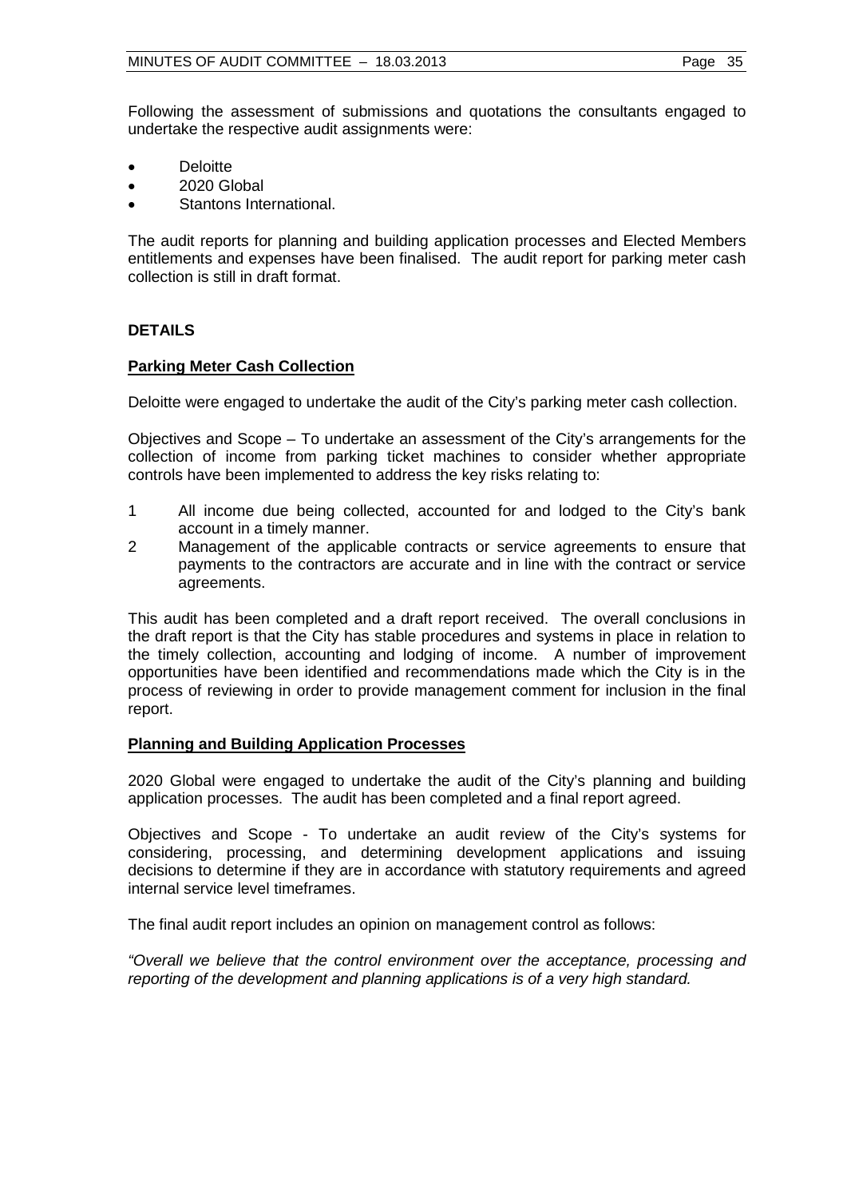Following the assessment of submissions and quotations the consultants engaged to undertake the respective audit assignments were:

- Deloitte
- 2020 Global
- Stantons International.

The audit reports for planning and building application processes and Elected Members entitlements and expenses have been finalised. The audit report for parking meter cash collection is still in draft format.

**DETAILS**

**Parking Meter Cash Collection**

Deloitte were engaged to undertake the audit of the City's parking meter cash collection.

Objectives and Scope – To undertake an assessment of the City's arrangements for the collection of income from parking ticket machines to consider whether appropriate controls have been implemented to address the key risks relating to:

1. All income due being collected, accounted for and lodged to the City's bank account in a timely manner.
2. Management of the applicable contracts or service agreements to ensure that payments to the contractors are accurate and in line with the contract or service agreements.

This audit has been completed and a draft report received. The overall conclusions in the draft report is that the City has stable procedures and systems in place in relation to the timely collection, accounting and lodging of income. A number of improvement opportunities have been identified and recommendations made which the City is in the process of reviewing in order to provide management comment for inclusion in the final report.

**Planning and Building Application Processes**

2020 Global were engaged to undertake the audit of the City's planning and building application processes. The audit has been completed and a final report agreed.

Objectives and Scope - To undertake an audit review of the City's systems for considering, processing, and determining development applications and issuing decisions to determine if they are in accordance with statutory requirements and agreed internal service level timeframes.

The final audit report includes an opinion on management control as follows:

*"Overall we believe that the control environment over the acceptance, processing and reporting of the development and planning applications is of a very high standard.*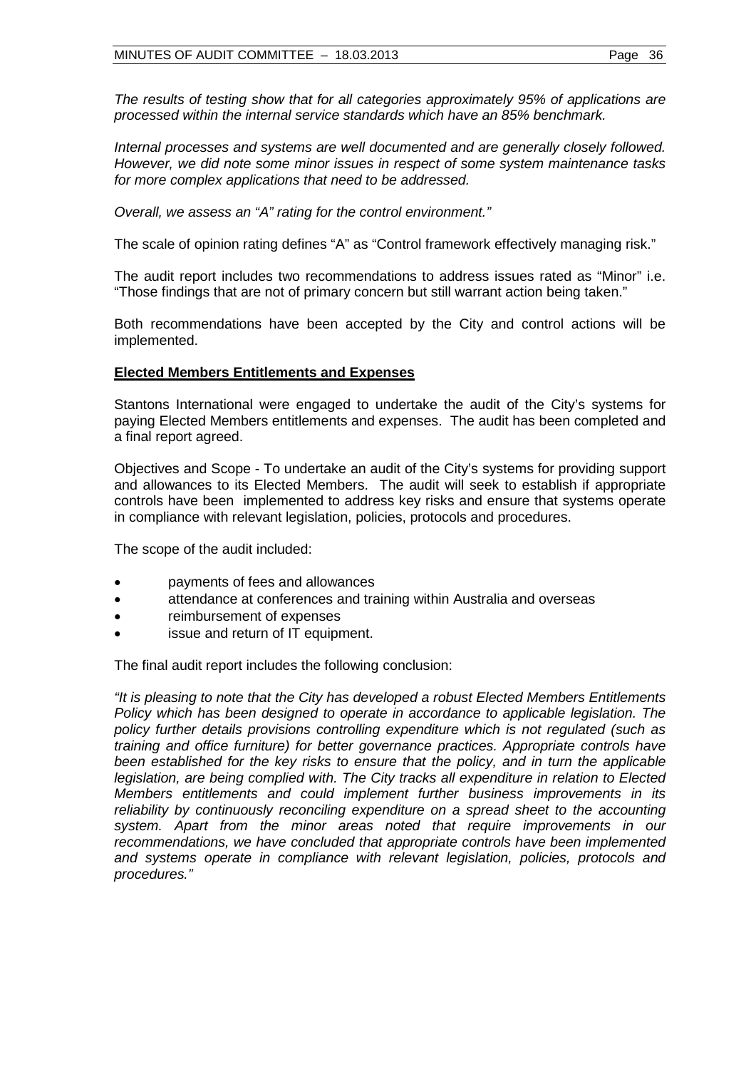*The results of testing show that for all categories approximately 95% of applications are processed within the internal service standards which have an 85% benchmark.*

*Internal processes and systems are well documented and are generally closely followed. However, we did note some minor issues in respect of some system maintenance tasks for more complex applications that need to be addressed.*

*Overall, we assess an "A" rating for the control environment."*

The scale of opinion rating defines "A" as "Control framework effectively managing risk."

The audit report includes two recommendations to address issues rated as "Minor" i.e. "Those findings that are not of primary concern but still warrant action being taken."

Both recommendations have been accepted by the City and control actions will be implemented.

**Elected Members Entitlements and Expenses**

Stantons International were engaged to undertake the audit of the City's systems for paying Elected Members entitlements and expenses. The audit has been completed and a final report agreed.

Objectives and Scope - To undertake an audit of the City's systems for providing support and allowances to its Elected Members. The audit will seek to establish if appropriate controls have been implemented to address key risks and ensure that systems operate in compliance with relevant legislation, policies, protocols and procedures.

The scope of the audit included:

- payments of fees and allowances
- attendance at conferences and training within Australia and overseas
- reimbursement of expenses
- issue and return of IT equipment.

The final audit report includes the following conclusion:

*"It is pleasing to note that the City has developed a robust Elected Members Entitlements Policy which has been designed to operate in accordance to applicable legislation. The policy further details provisions controlling expenditure which is not regulated (such as training and office furniture) for better governance practices. Appropriate controls have been established for the key risks to ensure that the policy, and in turn the applicable legislation, are being complied with. The City tracks all expenditure in relation to Elected Members entitlements and could implement further business improvements in its reliability by continuously reconciling expenditure on a spread sheet to the accounting system. Apart from the minor areas noted that require improvements in our recommendations, we have concluded that appropriate controls have been implemented and systems operate in compliance with relevant legislation, policies, protocols and procedures."*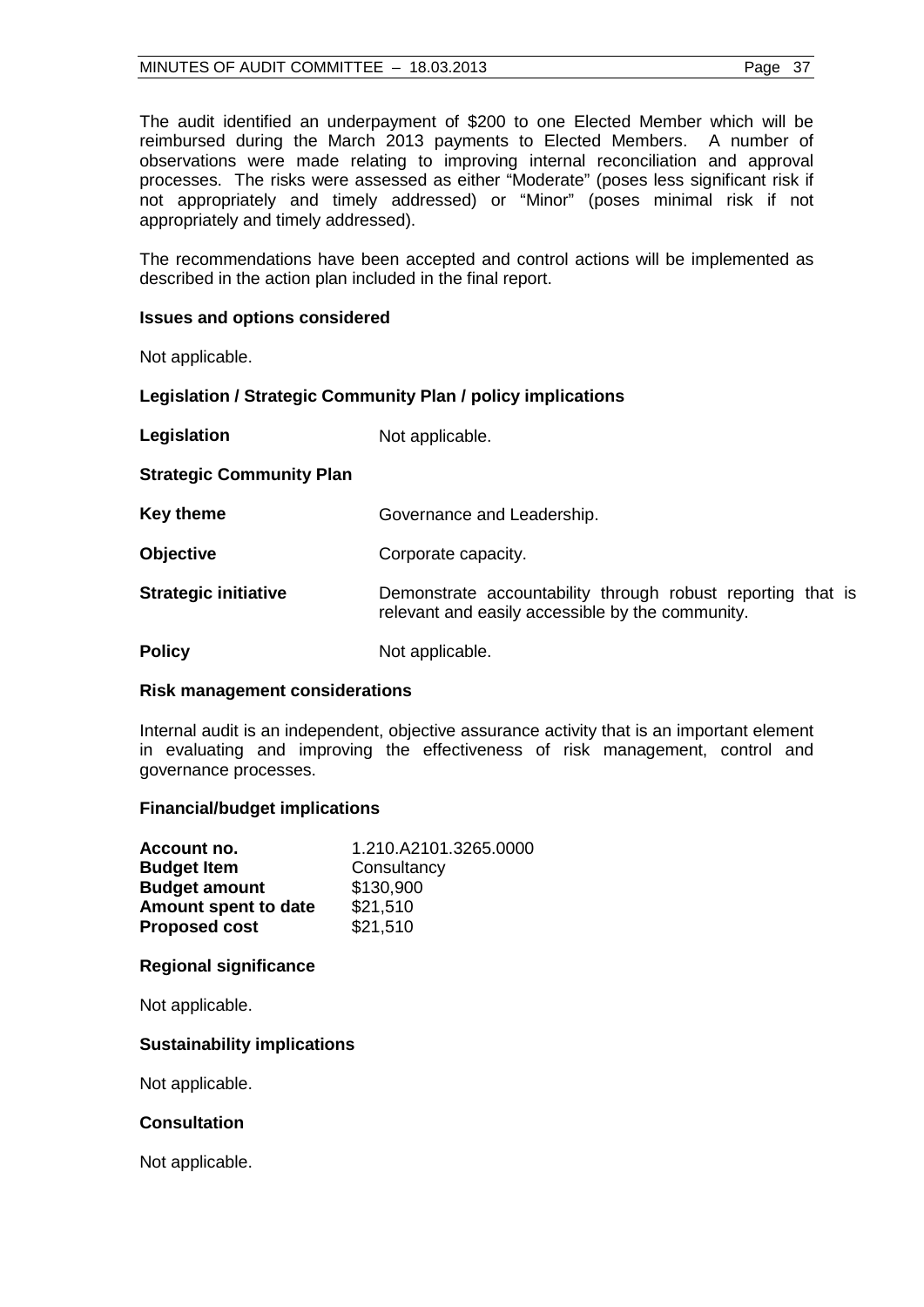The audit identified an underpayment of $200 to one Elected Member which will be reimbursed during the March 2013 payments to Elected Members. A number of observations were made relating to improving internal reconciliation and approval processes. The risks were assessed as either "Moderate" (poses less significant risk if not appropriately and timely addressed) or "Minor" (poses minimal risk if not appropriately and timely addressed).

The recommendations have been accepted and control actions will be implemented as described in the action plan included in the final report.

**Issues and options considered**

Not applicable.

**Legislation / Strategic Community Plan / policy implications**

**Legislation** Not applicable.

**Strategic Community Plan**

**Key theme** Governance and Leadership.

**Objective** Corporate capacity.

**Strategic initiative** Demonstrate accountability through robust reporting that is relevant and easily accessible by the community.

**Policy** Not applicable.

**Risk management considerations**

Internal audit is an independent, objective assurance activity that is an important element in evaluating and improving the effectiveness of risk management, control and governance processes.

**Financial/budget implications**

| | |
|---|---|
| **Account no.** | 1.210.A2101.3265.0000 |
| **Budget Item** | Consultancy |
| **Budget amount** | $130,900 |
| **Amount spent to date** | $21,510 |
| **Proposed cost** | $21,510 |

**Regional significance**

Not applicable.

**Sustainability implications**

Not applicable.

**Consultation**

Not applicable.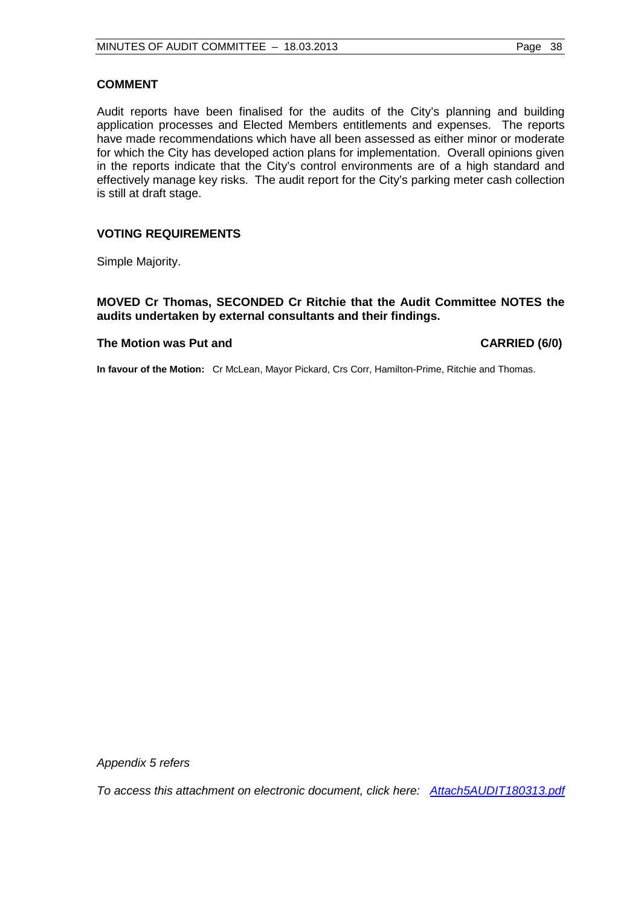## COMMENT

Audit reports have been finalised for the audits of the City's planning and building application processes and Elected Members entitlements and expenses. The reports have made recommendations which have all been assessed as either minor or moderate for which the City has developed action plans for implementation. Overall opinions given in the reports indicate that the City's control environments are of a high standard and effectively manage key risks. The audit report for the City's parking meter cash collection is still at draft stage.

## VOTING REQUIREMENTS

Simple Majority.

**MOVED Cr Thomas, SECONDED Cr Ritchie that the Audit Committee NOTES the audits undertaken by external consultants and their findings.**

**The Motion was Put and CARRIED (6/0)**

**In favour of the Motion:** Cr McLean, Mayor Pickard, Crs Corr, Hamilton-Prime, Ritchie and Thomas.

*Appendix 5 refers*

*To access this attachment on electronic document, click here: Attach5AUDIT180313.pdf*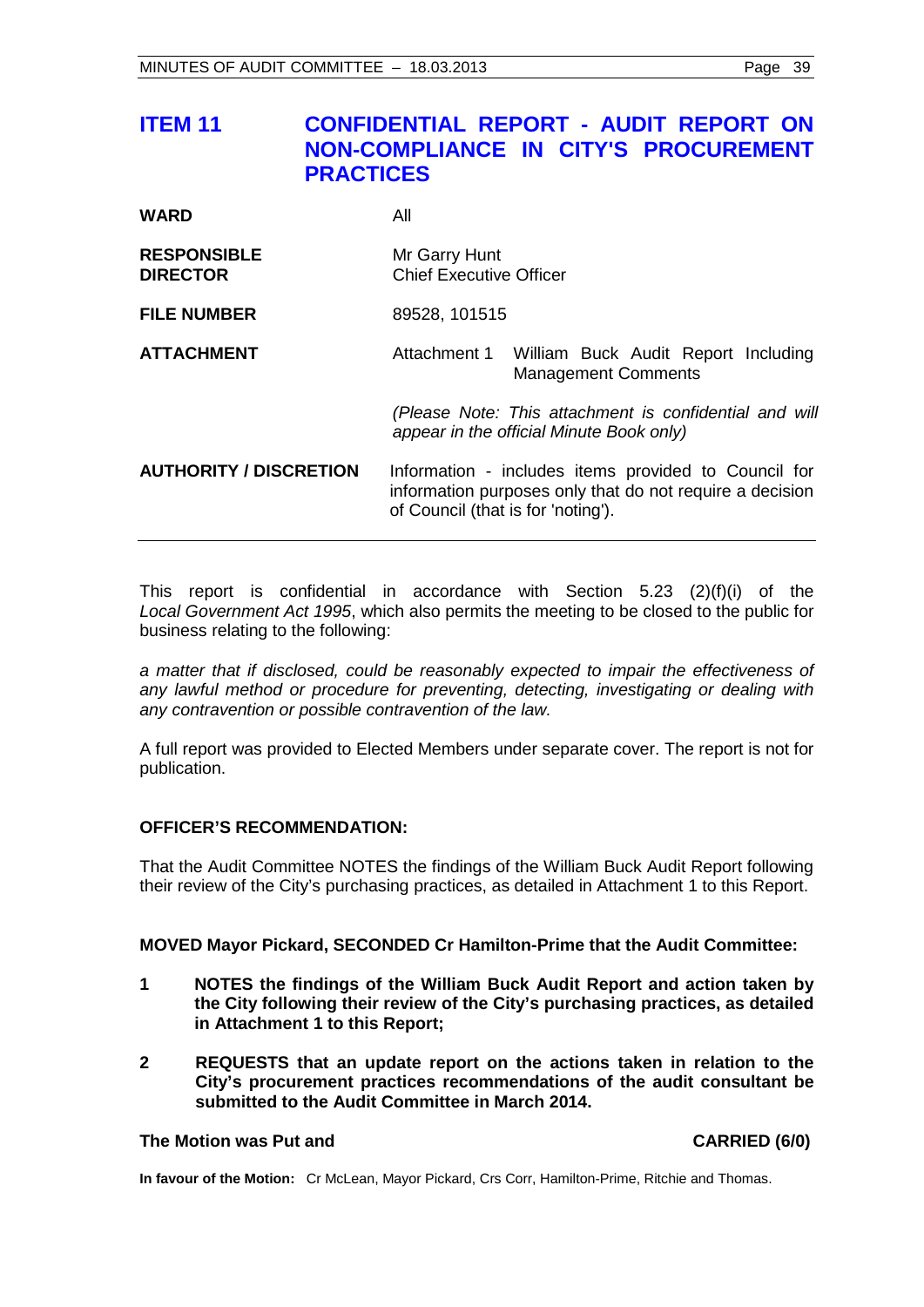## ITEM 11 CONFIDENTIAL REPORT - AUDIT REPORT ON NON-COMPLIANCE IN CITY'S PROCUREMENT PRACTICES

| | |
|---|---|
| **WARD** | All |
| **RESPONSIBLE DIRECTOR** | Mr Garry Hunt<br>Chief Executive Officer |
| **FILE NUMBER** | 89528, 101515 |
| **ATTACHMENT** | Attachment 1 William Buck Audit Report Including Management Comments<br><br>*(Please Note: This attachment is confidential and will appear in the official Minute Book only)* |
| **AUTHORITY / DISCRETION** | Information - includes items provided to Council for information purposes only that do not require a decision of Council (that is for 'noting'). |

This report is confidential in accordance with Section 5.23 (2)(f)(i) of the *Local Government Act 1995*, which also permits the meeting to be closed to the public for business relating to the following:

*a matter that if disclosed, could be reasonably expected to impair the effectiveness of any lawful method or procedure for preventing, detecting, investigating or dealing with any contravention or possible contravention of the law.*

A full report was provided to Elected Members under separate cover. The report is not for publication.

**OFFICER'S RECOMMENDATION:**

That the Audit Committee NOTES the findings of the William Buck Audit Report following their review of the City's purchasing practices, as detailed in Attachment 1 to this Report.

**MOVED Mayor Pickard, SECONDED Cr Hamilton-Prime that the Audit Committee:**

**1 NOTES the findings of the William Buck Audit Report and action taken by the City following their review of the City's purchasing practices, as detailed in Attachment 1 to this Report;**

**2 REQUESTS that an update report on the actions taken in relation to the City's procurement practices recommendations of the audit consultant be submitted to the Audit Committee in March 2014.**

**The Motion was Put and CARRIED (6/0)**

**In favour of the Motion:** Cr McLean, Mayor Pickard, Crs Corr, Hamilton-Prime, Ritchie and Thomas.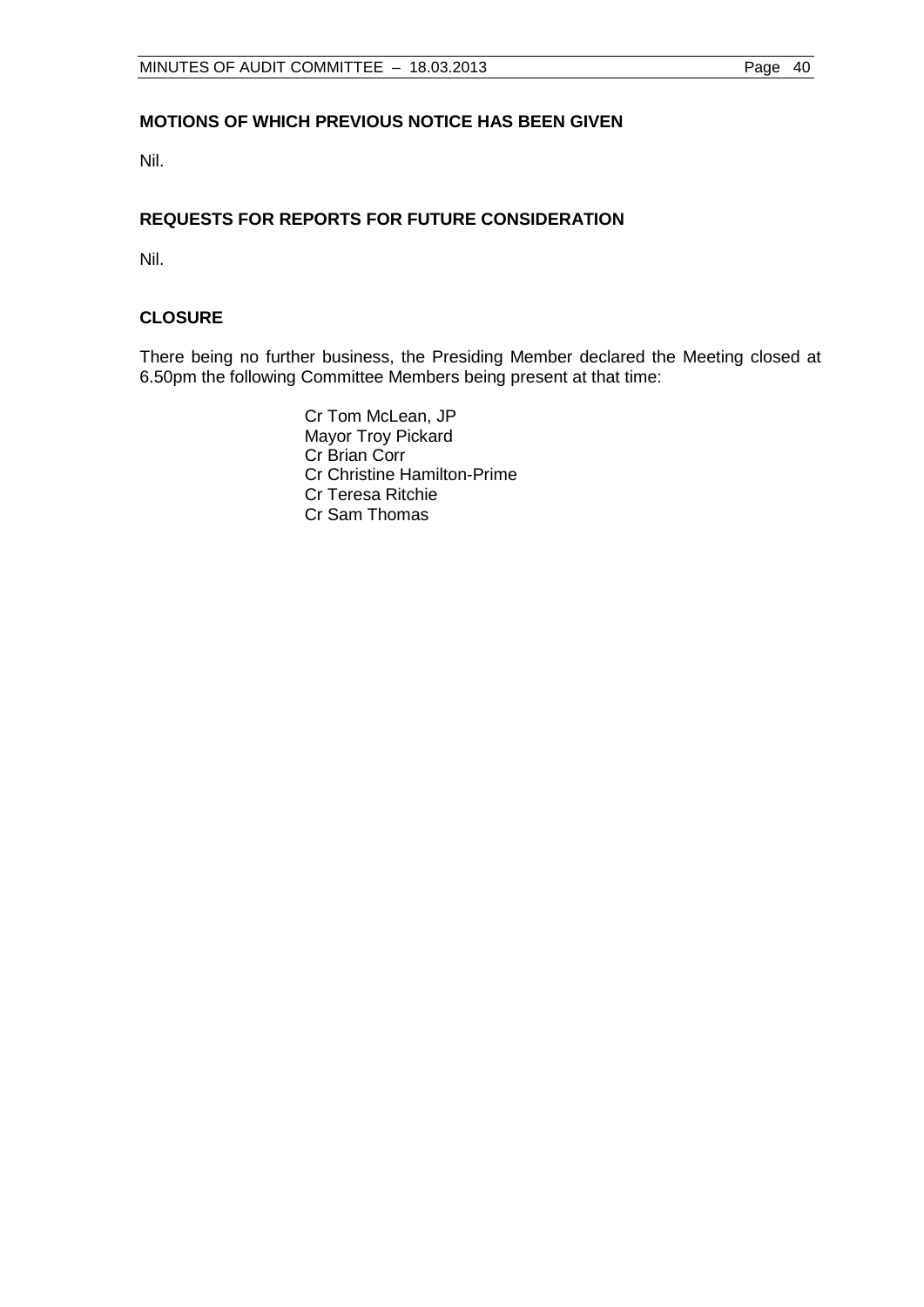## MOTIONS OF WHICH PREVIOUS NOTICE HAS BEEN GIVEN

Nil.

## REQUESTS FOR REPORTS FOR FUTURE CONSIDERATION

Nil.

## CLOSURE

There being no further business, the Presiding Member declared the Meeting closed at 6.50pm the following Committee Members being present at that time:

Cr Tom McLean, JP
Mayor Troy Pickard
Cr Brian Corr
Cr Christine Hamilton-Prime
Cr Teresa Ritchie
Cr Sam Thomas